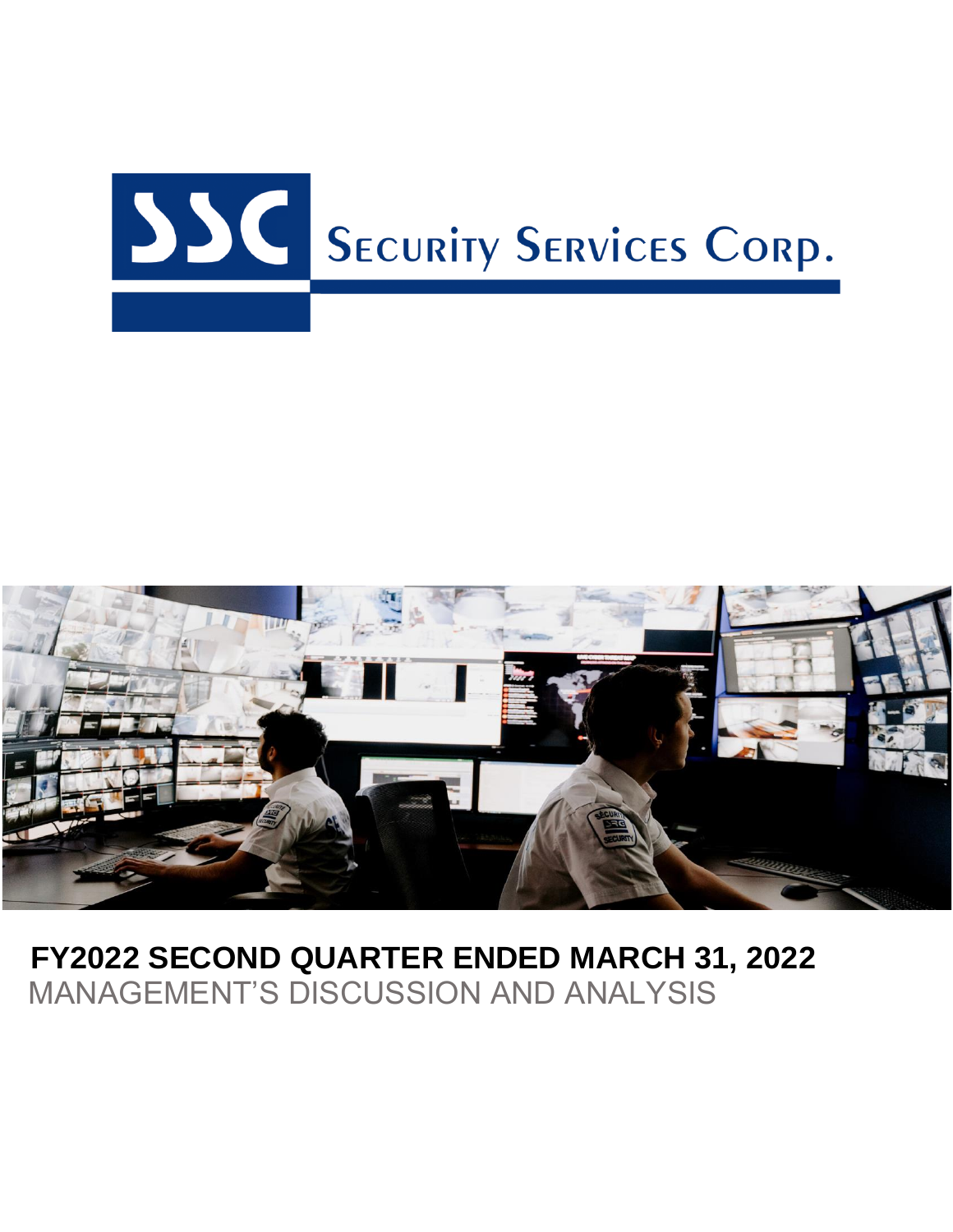SSC Security Services Corp.

# FY2022 SECOND QUARTER ENDED MARCH 31, 2022

MANAGEMENT'S DISCUSSION AND ANALYSIS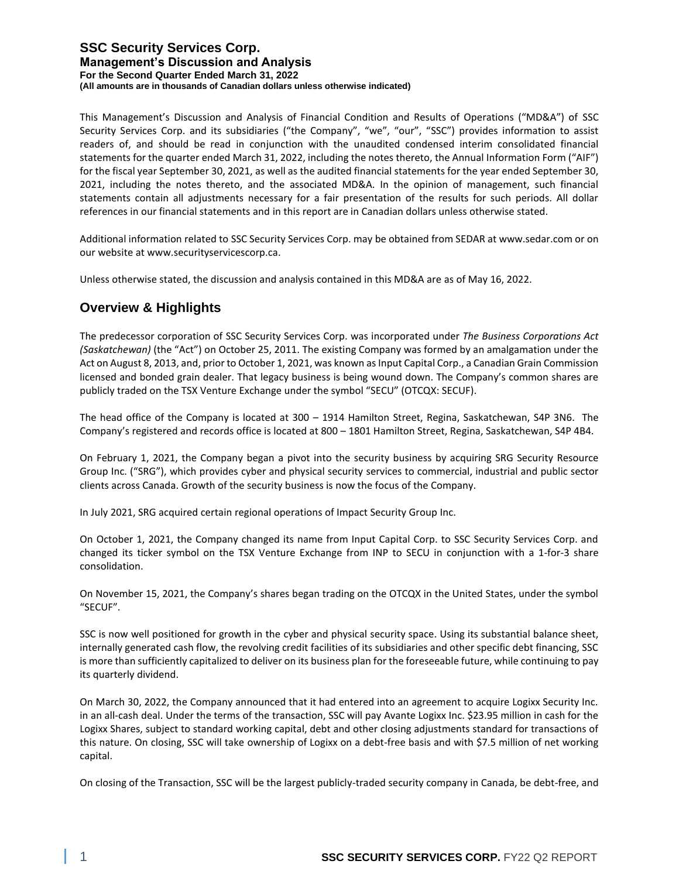# SSC Security Services Corp.
## Management's Discussion and Analysis
**For the Second Quarter Ended March 31, 2022**
**(All amounts are in thousands of Canadian dollars unless otherwise indicated)**

This Management's Discussion and Analysis of Financial Condition and Results of Operations ("MD&A") of SSC Security Services Corp. and its subsidiaries ("the Company", "we", "our", "SSC") provides information to assist readers of, and should be read in conjunction with the unaudited condensed interim consolidated financial statements for the quarter ended March 31, 2022, including the notes thereto, the Annual Information Form ("AIF") for the fiscal year September 30, 2021, as well as the audited financial statements for the year ended September 30, 2021, including the notes thereto, and the associated MD&A. In the opinion of management, such financial statements contain all adjustments necessary for a fair presentation of the results for such periods. All dollar references in our financial statements and in this report are in Canadian dollars unless otherwise stated.

Additional information related to SSC Security Services Corp. may be obtained from SEDAR at www.sedar.com or on our website at www.securityservicescorp.ca.

Unless otherwise stated, the discussion and analysis contained in this MD&A are as of May 16, 2022.

## Overview & Highlights

The predecessor corporation of SSC Security Services Corp. was incorporated under *The Business Corporations Act (Saskatchewan)* (the "Act") on October 25, 2011. The existing Company was formed by an amalgamation under the Act on August 8, 2013, and, prior to October 1, 2021, was known as Input Capital Corp., a Canadian Grain Commission licensed and bonded grain dealer. That legacy business is being wound down. The Company's common shares are publicly traded on the TSX Venture Exchange under the symbol "SECU" (OTCQX: SECUF).

The head office of the Company is located at 300 – 1914 Hamilton Street, Regina, Saskatchewan, S4P 3N6. The Company's registered and records office is located at 800 – 1801 Hamilton Street, Regina, Saskatchewan, S4P 4B4.

On February 1, 2021, the Company began a pivot into the security business by acquiring SRG Security Resource Group Inc. ("SRG"), which provides cyber and physical security services to commercial, industrial and public sector clients across Canada. Growth of the security business is now the focus of the Company.

In July 2021, SRG acquired certain regional operations of Impact Security Group Inc.

On October 1, 2021, the Company changed its name from Input Capital Corp. to SSC Security Services Corp. and changed its ticker symbol on the TSX Venture Exchange from INP to SECU in conjunction with a 1-for-3 share consolidation.

On November 15, 2021, the Company's shares began trading on the OTCQX in the United States, under the symbol "SECUF".

SSC is now well positioned for growth in the cyber and physical security space. Using its substantial balance sheet, internally generated cash flow, the revolving credit facilities of its subsidiaries and other specific debt financing, SSC is more than sufficiently capitalized to deliver on its business plan for the foreseeable future, while continuing to pay its quarterly dividend.

On March 30, 2022, the Company announced that it had entered into an agreement to acquire Logixx Security Inc. in an all-cash deal. Under the terms of the transaction, SSC will pay Avante Logixx Inc. $23.95 million in cash for the Logixx Shares, subject to standard working capital, debt and other closing adjustments standard for transactions of this nature. On closing, SSC will take ownership of Logixx on a debt-free basis and with $7.5 million of net working capital.

On closing of the Transaction, SSC will be the largest publicly-traded security company in Canada, be debt-free, and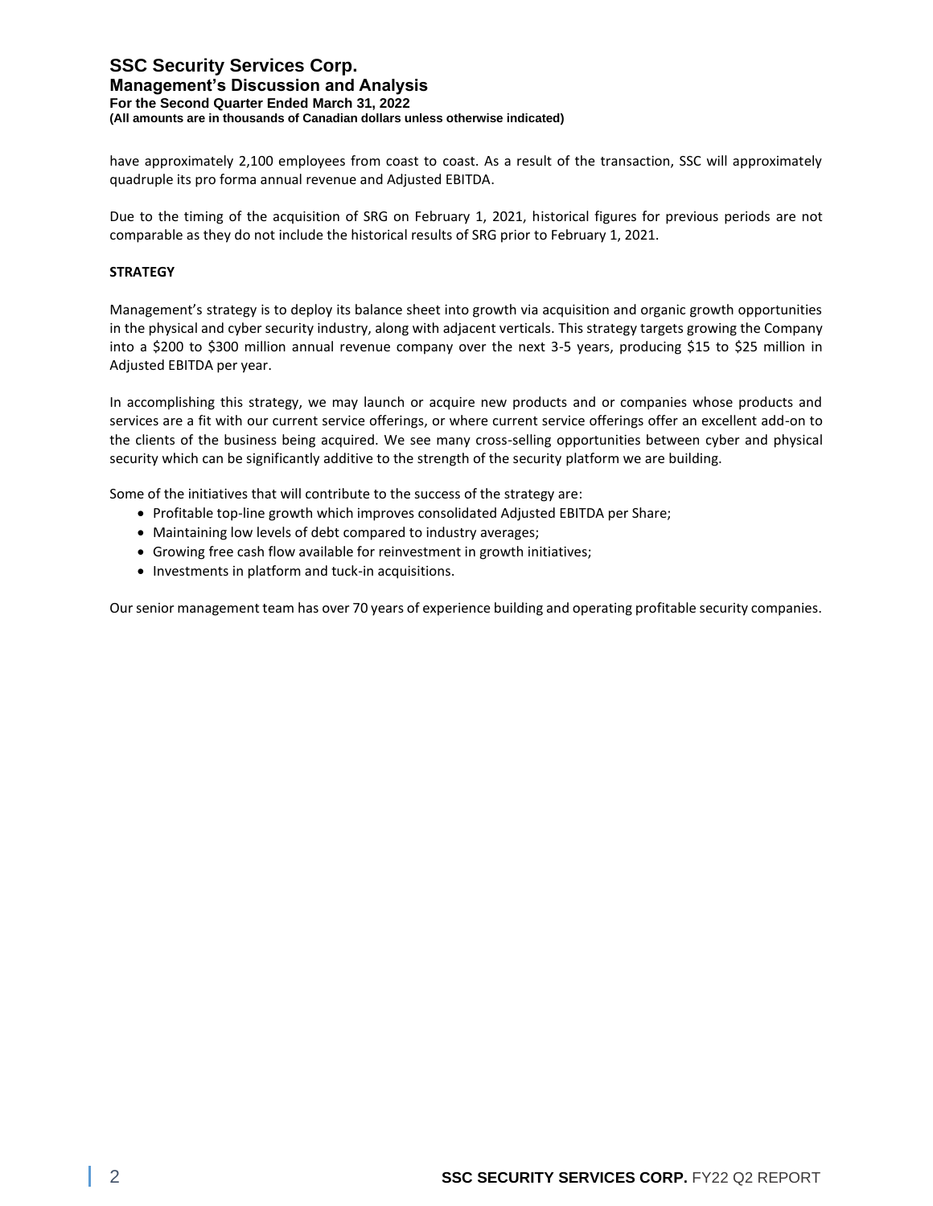have approximately 2,100 employees from coast to coast. As a result of the transaction, SSC will approximately quadruple its pro forma annual revenue and Adjusted EBITDA.

Due to the timing of the acquisition of SRG on February 1, 2021, historical figures for previous periods are not comparable as they do not include the historical results of SRG prior to February 1, 2021.

**STRATEGY**

Management's strategy is to deploy its balance sheet into growth via acquisition and organic growth opportunities in the physical and cyber security industry, along with adjacent verticals. This strategy targets growing the Company into a $200 to $300 million annual revenue company over the next 3-5 years, producing $15 to $25 million in Adjusted EBITDA per year.

In accomplishing this strategy, we may launch or acquire new products and or companies whose products and services are a fit with our current service offerings, or where current service offerings offer an excellent add-on to the clients of the business being acquired. We see many cross-selling opportunities between cyber and physical security which can be significantly additive to the strength of the security platform we are building.

Some of the initiatives that will contribute to the success of the strategy are:

- Profitable top-line growth which improves consolidated Adjusted EBITDA per Share;
- Maintaining low levels of debt compared to industry averages;
- Growing free cash flow available for reinvestment in growth initiatives;
- Investments in platform and tuck-in acquisitions.

Our senior management team has over 70 years of experience building and operating profitable security companies.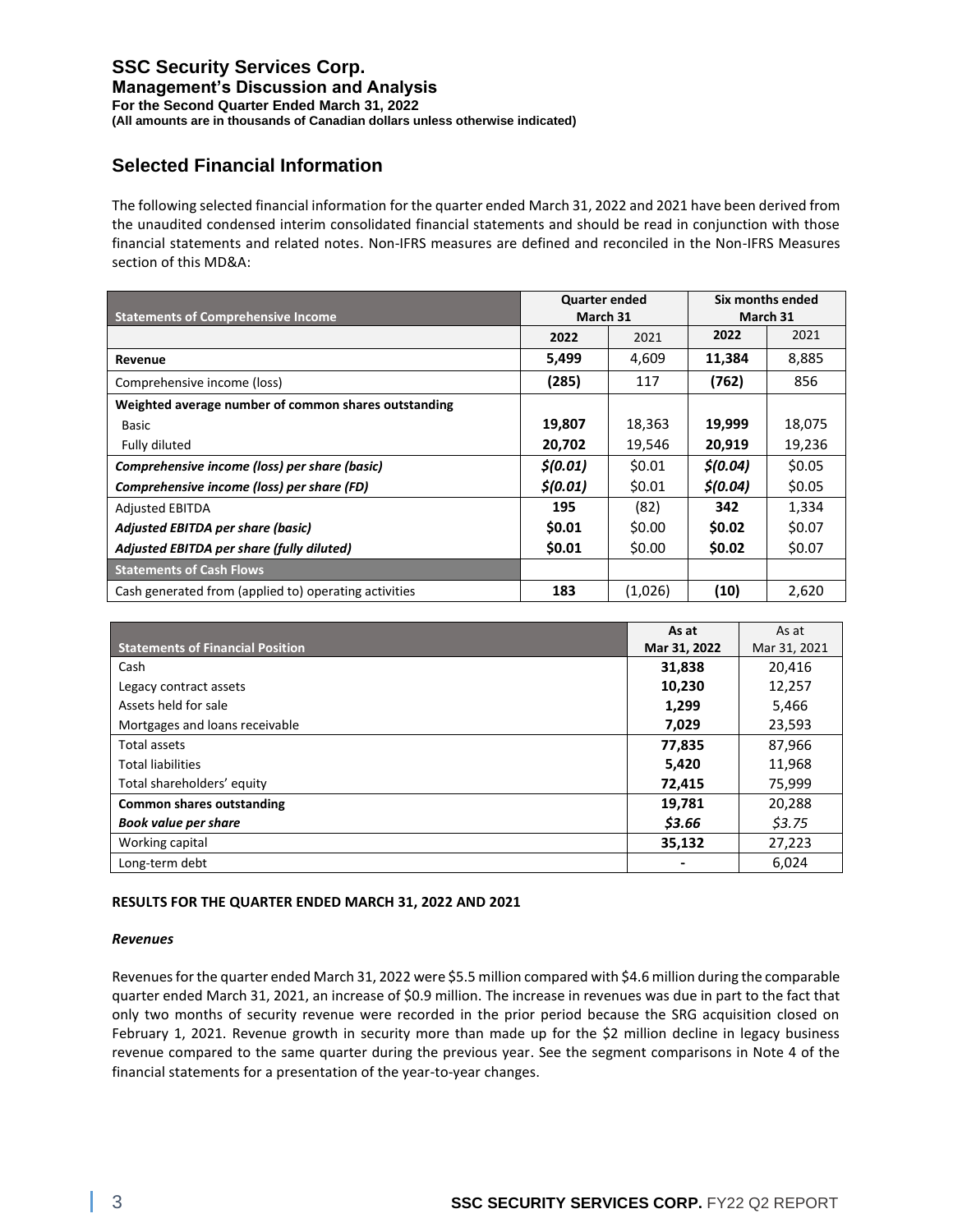# SSC Security Services Corp.
## Management's Discussion and Analysis
**For the Second Quarter Ended March 31, 2022**
**(All amounts are in thousands of Canadian dollars unless otherwise indicated)**

## Selected Financial Information

The following selected financial information for the quarter ended March 31, 2022 and 2021 have been derived from the unaudited condensed interim consolidated financial statements and should be read in conjunction with those financial statements and related notes. Non-IFRS measures are defined and reconciled in the Non-IFRS Measures section of this MD&A:

| Statements of Comprehensive Income | Quarter ended March 31 | | Six months ended March 31 | |
|---|---|---|---|---|
| | **2022** | 2021 | **2022** | 2021 |
| **Revenue** | **5,499** | 4,609 | **11,384** | 8,885 |
| Comprehensive income (loss) | **(285)** | 117 | **(762)** | 856 |
| **Weighted average number of common shares outstanding** | | | | |
| Basic | **19,807** | 18,363 | **19,999** | 18,075 |
| Fully diluted | **20,702** | 19,546 | **20,919** | 19,236 |
| ***Comprehensive income (loss) per share (basic)*** | ***$(0.01)*** | $0.01 | ***$(0.04)*** | $0.05 |
| ***Comprehensive income (loss) per share (FD)*** | ***$(0.01)*** | $0.01 | ***$(0.04)*** | $0.05 |
| Adjusted EBITDA | **195** | (82) | **342** | 1,334 |
| ***Adjusted EBITDA per share (basic)*** | **$0.01** | $0.00 | **$0.02** | $0.07 |
| ***Adjusted EBITDA per share (fully diluted)*** | **$0.01** | $0.00 | **$0.02** | $0.07 |
| **Statements of Cash Flows** | | | | |
| Cash generated from (applied to) operating activities | **183** | (1,026) | **(10)** | 2,620 |

| Statements of Financial Position | As at Mar 31, 2022 | As at Mar 31, 2021 |
|---|---|---|
| Cash | **31,838** | 20,416 |
| Legacy contract assets | **10,230** | 12,257 |
| Assets held for sale | **1,299** | 5,466 |
| Mortgages and loans receivable | **7,029** | 23,593 |
| Total assets | **77,835** | 87,966 |
| Total liabilities | **5,420** | 11,968 |
| Total shareholders' equity | **72,415** | 75,999 |
| **Common shares outstanding** | **19,781** | 20,288 |
| ***Book value per share*** | ***$3.66*** | *$3.75* |
| Working capital | **35,132** | 27,223 |
| Long-term debt | **-** | 6,024 |

**RESULTS FOR THE QUARTER ENDED MARCH 31, 2022 AND 2021**

***Revenues***

Revenues for the quarter ended March 31, 2022 were $5.5 million compared with $4.6 million during the comparable quarter ended March 31, 2021, an increase of $0.9 million. The increase in revenues was due in part to the fact that only two months of security revenue were recorded in the prior period because the SRG acquisition closed on February 1, 2021. Revenue growth in security more than made up for the $2 million decline in legacy business revenue compared to the same quarter during the previous year. See the segment comparisons in Note 4 of the financial statements for a presentation of the year-to-year changes.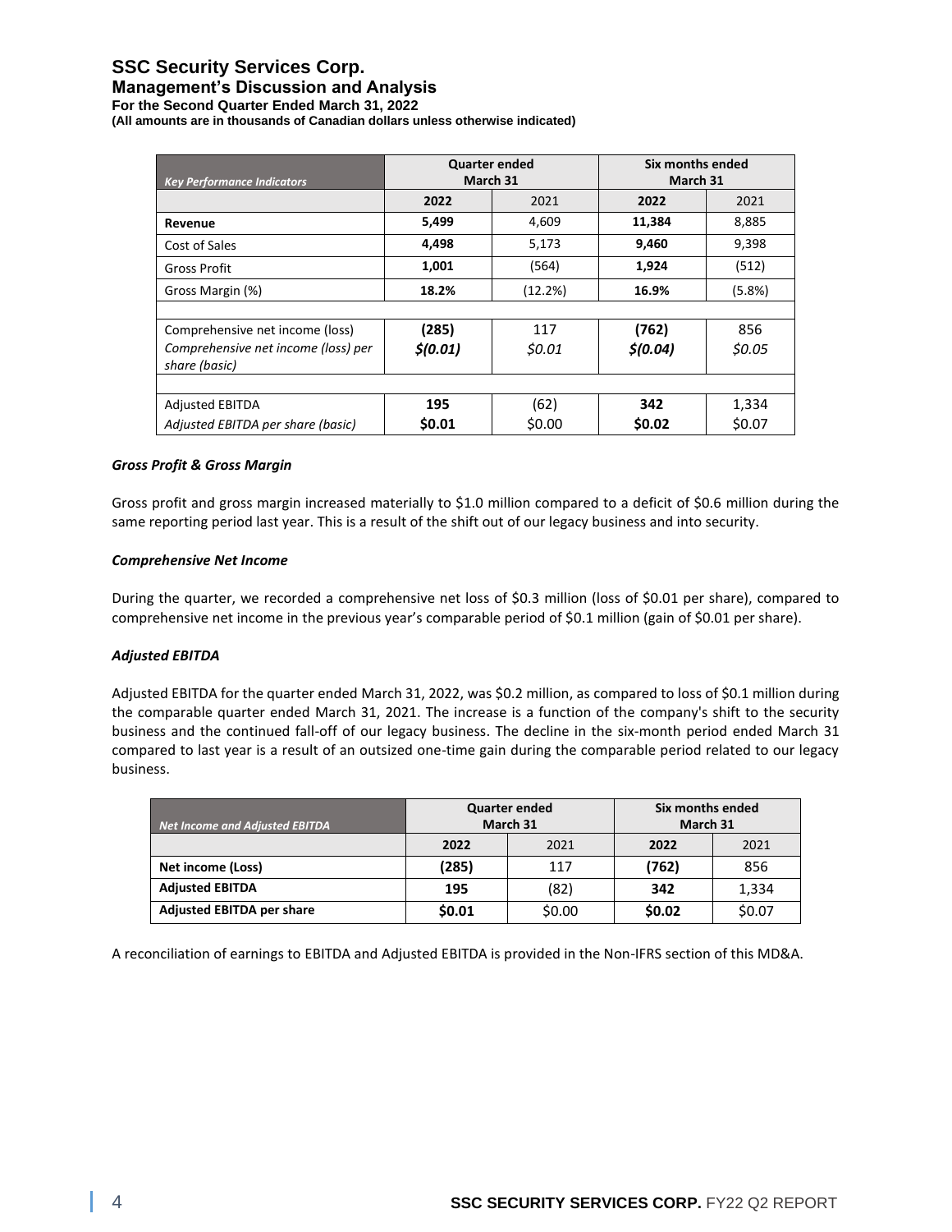# SSC Security Services Corp.
## Management's Discussion and Analysis
### For the Second Quarter Ended March 31, 2022
**(All amounts are in thousands of Canadian dollars unless otherwise indicated)**

| *Key Performance Indicators* | Quarter ended March 31 | | Six months ended March 31 | |
|---|---|---|---|---|
| | **2022** | 2021 | **2022** | 2021 |
| **Revenue** | **5,499** | 4,609 | **11,384** | 8,885 |
| Cost of Sales | **4,498** | 5,173 | **9,460** | 9,398 |
| Gross Profit | **1,001** | (564) | **1,924** | (512) |
| Gross Margin (%) | **18.2%** | (12.2%) | **16.9%** | (5.8%) |
| | | | | |
| Comprehensive net income (loss) | **(285)** | 117 | **(762)** | 856 |
| *Comprehensive net income (loss) per share (basic)* | ***$(0.01)*** | *$0.01* | ***$(0.04)*** | *$0.05* |
| | | | | |
| Adjusted EBITDA | **195** | (62) | **342** | 1,334 |
| *Adjusted EBITDA per share (basic)* | **$0.01** | $0.00 | **$0.02** | $0.07 |

***Gross Profit & Gross Margin***

Gross profit and gross margin increased materially to $1.0 million compared to a deficit of $0.6 million during the same reporting period last year. This is a result of the shift out of our legacy business and into security.

***Comprehensive Net Income***

During the quarter, we recorded a comprehensive net loss of $0.3 million (loss of $0.01 per share), compared to comprehensive net income in the previous year's comparable period of $0.1 million (gain of $0.01 per share).

***Adjusted EBITDA***

Adjusted EBITDA for the quarter ended March 31, 2022, was $0.2 million, as compared to loss of $0.1 million during the comparable quarter ended March 31, 2021. The increase is a function of the company's shift to the security business and the continued fall-off of our legacy business. The decline in the six-month period ended March 31 compared to last year is a result of an outsized one-time gain during the comparable period related to our legacy business.

| *Net Income and Adjusted EBITDA* | Quarter ended March 31 | | Six months ended March 31 | |
|---|---|---|---|---|
| | **2022** | 2021 | **2022** | 2021 |
| **Net income (Loss)** | **(285)** | 117 | **(762)** | 856 |
| **Adjusted EBITDA** | **195** | (82) | **342** | 1,334 |
| **Adjusted EBITDA per share** | **$0.01** | $0.00 | **$0.02** | $0.07 |

A reconciliation of earnings to EBITDA and Adjusted EBITDA is provided in the Non-IFRS section of this MD&A.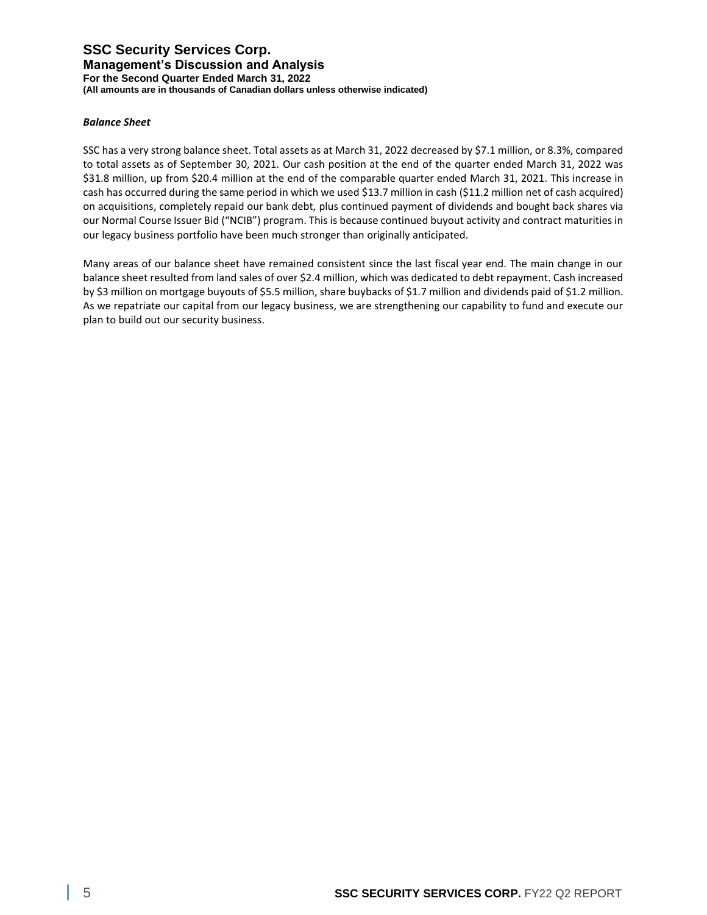***Balance Sheet***

SSC has a very strong balance sheet. Total assets as at March 31, 2022 decreased by $7.1 million, or 8.3%, compared to total assets as of September 30, 2021. Our cash position at the end of the quarter ended March 31, 2022 was $31.8 million, up from $20.4 million at the end of the comparable quarter ended March 31, 2021. This increase in cash has occurred during the same period in which we used $13.7 million in cash ($11.2 million net of cash acquired) on acquisitions, completely repaid our bank debt, plus continued payment of dividends and bought back shares via our Normal Course Issuer Bid ("NCIB") program. This is because continued buyout activity and contract maturities in our legacy business portfolio have been much stronger than originally anticipated.

Many areas of our balance sheet have remained consistent since the last fiscal year end. The main change in our balance sheet resulted from land sales of over $2.4 million, which was dedicated to debt repayment. Cash increased by $3 million on mortgage buyouts of $5.5 million, share buybacks of $1.7 million and dividends paid of $1.2 million. As we repatriate our capital from our legacy business, we are strengthening our capability to fund and execute our plan to build out our security business.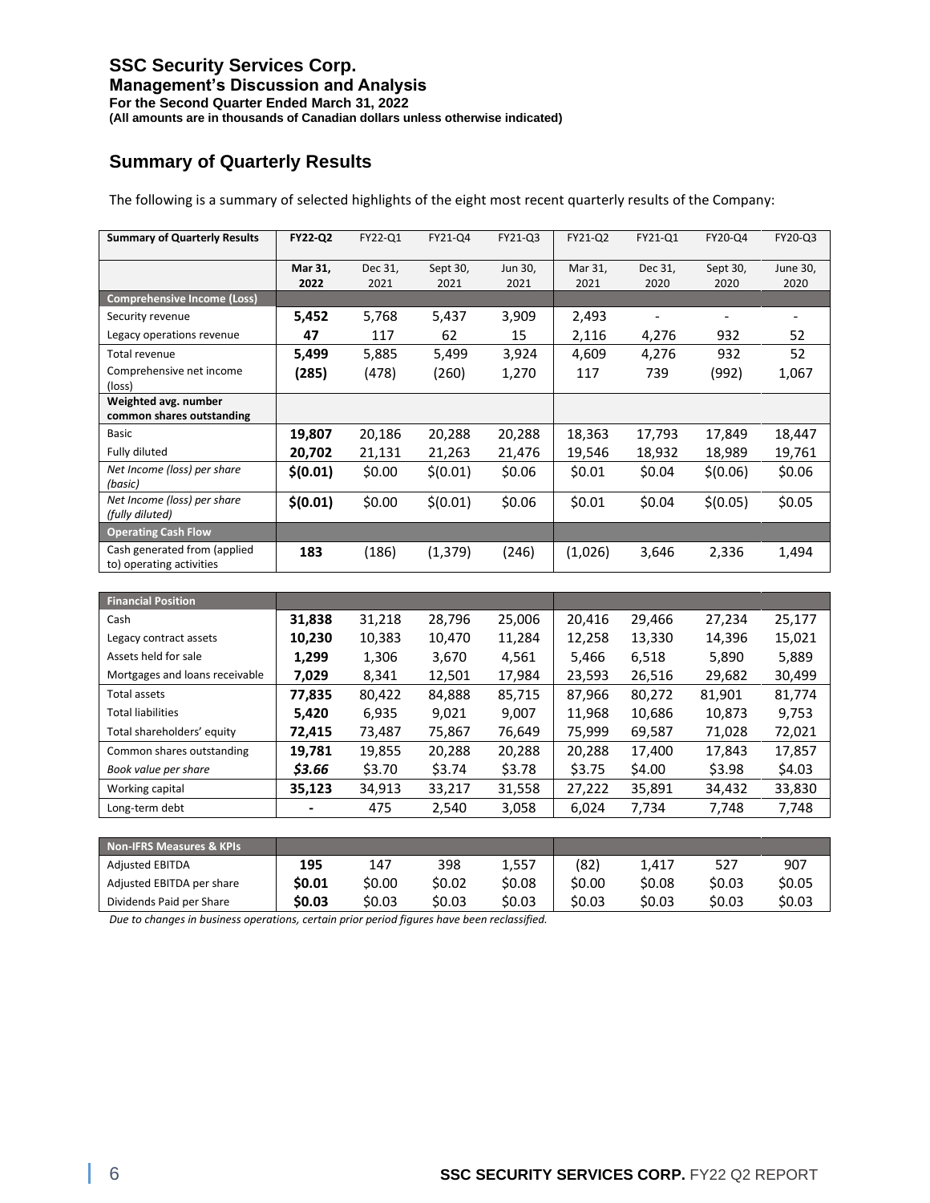## Summary of Quarterly Results

The following is a summary of selected highlights of the eight most recent quarterly results of the Company:

| Summary of Quarterly Results | FY22-Q2 | FY22-Q1 | FY21-Q4 | FY21-Q3 | FY21-Q2 | FY21-Q1 | FY20-Q4 | FY20-Q3 |
|---|---|---|---|---|---|---|---|---|
| | **Mar 31, 2022** | Dec 31, 2021 | Sept 30, 2021 | Jun 30, 2021 | Mar 31, 2021 | Dec 31, 2020 | Sept 30, 2020 | June 30, 2020 |
| **Comprehensive Income (Loss)** | | | | | | | | |
| Security revenue | **5,452** | 5,768 | 5,437 | 3,909 | 2,493 | - | - | - |
| Legacy operations revenue | **47** | 117 | 62 | 15 | 2,116 | 4,276 | 932 | 52 |
| Total revenue | **5,499** | 5,885 | 5,499 | 3,924 | 4,609 | 4,276 | 932 | 52 |
| Comprehensive net income (loss) | **(285)** | (478) | (260) | 1,270 | 117 | 739 | (992) | 1,067 |
| **Weighted avg. number common shares outstanding** | | | | | | | | |
| Basic | **19,807** | 20,186 | 20,288 | 20,288 | 18,363 | 17,793 | 17,849 | 18,447 |
| Fully diluted | **20,702** | 21,131 | 21,263 | 21,476 | 19,546 | 18,932 | 18,989 | 19,761 |
| *Net Income (loss) per share (basic)* | **$(0.01)** | $0.00 | $(0.01) | $0.06 | $0.01 | $0.04 | $(0.06) | $0.06 |
| *Net Income (loss) per share (fully diluted)* | **$(0.01)** | $0.00 | $(0.01) | $0.06 | $0.01 | $0.04 | $(0.05) | $0.05 |
| **Operating Cash Flow** | | | | | | | | |
| Cash generated from (applied to) operating activities | **183** | (186) | (1,379) | (246) | (1,026) | 3,646 | 2,336 | 1,494 |

| Financial Position | | | | | | | | |
|---|---|---|---|---|---|---|---|---|
| Cash | **31,838** | 31,218 | 28,796 | 25,006 | 20,416 | 29,466 | 27,234 | 25,177 |
| Legacy contract assets | **10,230** | 10,383 | 10,470 | 11,284 | 12,258 | 13,330 | 14,396 | 15,021 |
| Assets held for sale | **1,299** | 1,306 | 3,670 | 4,561 | 5,466 | 6,518 | 5,890 | 5,889 |
| Mortgages and loans receivable | **7,029** | 8,341 | 12,501 | 17,984 | 23,593 | 26,516 | 29,682 | 30,499 |
| Total assets | **77,835** | 80,422 | 84,888 | 85,715 | 87,966 | 80,272 | 81,901 | 81,774 |
| Total liabilities | **5,420** | 6,935 | 9,021 | 9,007 | 11,968 | 10,686 | 10,873 | 9,753 |
| Total shareholders' equity | **72,415** | 73,487 | 75,867 | 76,649 | 75,999 | 69,587 | 71,028 | 72,021 |
| Common shares outstanding | **19,781** | 19,855 | 20,288 | 20,288 | 20,288 | 17,400 | 17,843 | 17,857 |
| *Book value per share* | ***$3.66*** | $3.70 | $3.74 | $3.78 | $3.75 | $4.00 | $3.98 | $4.03 |
| Working capital | **35,123** | 34,913 | 33,217 | 31,558 | 27,222 | 35,891 | 34,432 | 33,830 |
| Long-term debt | **-** | 475 | 2,540 | 3,058 | 6,024 | 7,734 | 7,748 | 7,748 |

| Non-IFRS Measures & KPIs | | | | | | | | |
|---|---|---|---|---|---|---|---|---|
| Adjusted EBITDA | **195** | 147 | 398 | 1,557 | (82) | 1,417 | 527 | 907 |
| Adjusted EBITDA per share | **$0.01** | $0.00 | $0.02 | $0.08 | $0.00 | $0.08 | $0.03 | $0.05 |
| Dividends Paid per Share | **$0.03** | $0.03 | $0.03 | $0.03 | $0.03 | $0.03 | $0.03 | $0.03 |

*Due to changes in business operations, certain prior period figures have been reclassified.*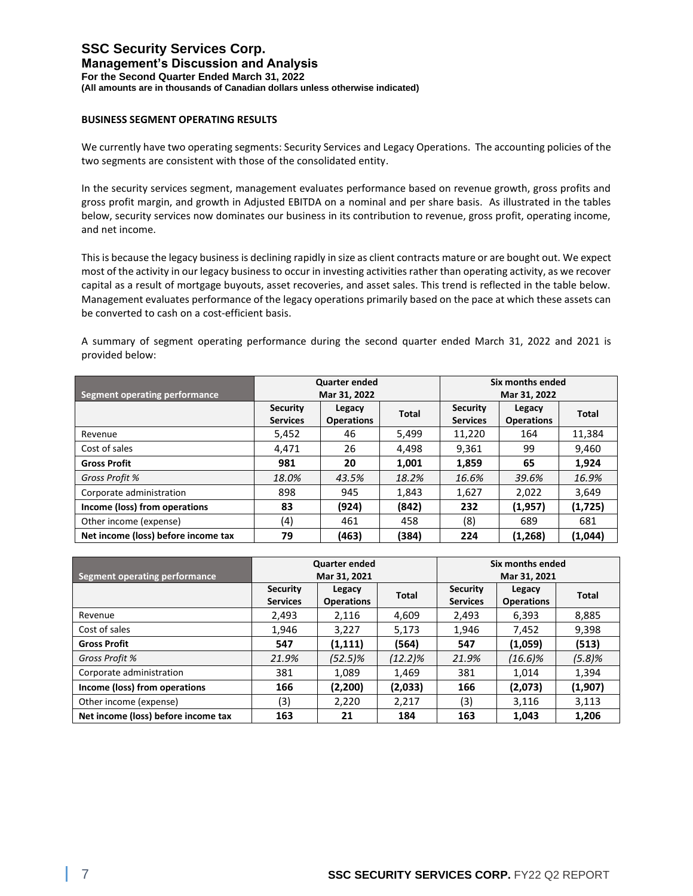**BUSINESS SEGMENT OPERATING RESULTS**

We currently have two operating segments: Security Services and Legacy Operations. The accounting policies of the two segments are consistent with those of the consolidated entity.

In the security services segment, management evaluates performance based on revenue growth, gross profits and gross profit margin, and growth in Adjusted EBITDA on a nominal and per share basis. As illustrated in the tables below, security services now dominates our business in its contribution to revenue, gross profit, operating income, and net income.

This is because the legacy business is declining rapidly in size as client contracts mature or are bought out. We expect most of the activity in our legacy business to occur in investing activities rather than operating activity, as we recover capital as a result of mortgage buyouts, asset recoveries, and asset sales. This trend is reflected in the table below. Management evaluates performance of the legacy operations primarily based on the pace at which these assets can be converted to cash on a cost-efficient basis.

A summary of segment operating performance during the second quarter ended March 31, 2022 and 2021 is provided below:

| Segment operating performance | Quarter ended Mar 31, 2022 | | | Six months ended Mar 31, 2022 | | |
|---|---|---|---|---|---|---|
| | Security Services | Legacy Operations | Total | Security Services | Legacy Operations | Total |
| Revenue | 5,452 | 46 | 5,499 | 11,220 | 164 | 11,384 |
| Cost of sales | 4,471 | 26 | 4,498 | 9,361 | 99 | 9,460 |
| **Gross Profit** | **981** | **20** | **1,001** | **1,859** | **65** | **1,924** |
| *Gross Profit %* | *18.0%* | *43.5%* | *18.2%* | *16.6%* | *39.6%* | *16.9%* |
| Corporate administration | 898 | 945 | 1,843 | 1,627 | 2,022 | 3,649 |
| **Income (loss) from operations** | **83** | **(924)** | **(842)** | **232** | **(1,957)** | **(1,725)** |
| Other income (expense) | (4) | 461 | 458 | (8) | 689 | 681 |
| **Net income (loss) before income tax** | **79** | **(463)** | **(384)** | **224** | **(1,268)** | **(1,044)** |

| Segment operating performance | Quarter ended Mar 31, 2021 | | | Six months ended Mar 31, 2021 | | |
|---|---|---|---|---|---|---|
| | Security Services | Legacy Operations | Total | Security Services | Legacy Operations | Total |
| Revenue | 2,493 | 2,116 | 4,609 | 2,493 | 6,393 | 8,885 |
| Cost of sales | 1,946 | 3,227 | 5,173 | 1,946 | 7,452 | 9,398 |
| **Gross Profit** | **547** | **(1,111)** | **(564)** | **547** | **(1,059)** | **(513)** |
| *Gross Profit %* | *21.9%* | *(52.5)%* | *(12.2)%* | *21.9%* | *(16.6)%* | *(5.8)%* |
| Corporate administration | 381 | 1,089 | 1,469 | 381 | 1,014 | 1,394 |
| **Income (loss) from operations** | **166** | **(2,200)** | **(2,033)** | **166** | **(2,073)** | **(1,907)** |
| Other income (expense) | (3) | 2,220 | 2,217 | (3) | 3,116 | 3,113 |
| **Net income (loss) before income tax** | **163** | **21** | **184** | **163** | **1,043** | **1,206** |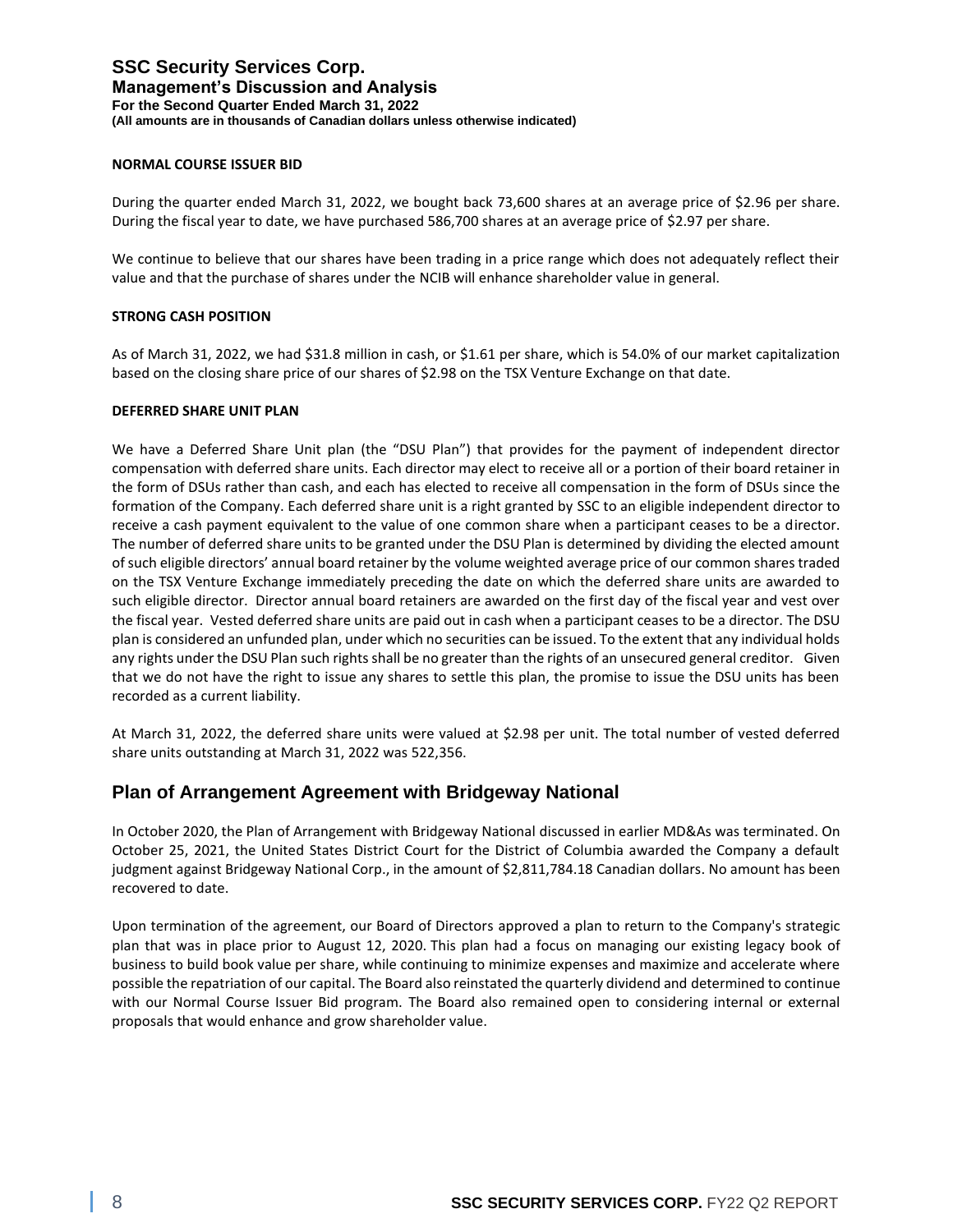#### NORMAL COURSE ISSUER BID

During the quarter ended March 31, 2022, we bought back 73,600 shares at an average price of $2.96 per share. During the fiscal year to date, we have purchased 586,700 shares at an average price of $2.97 per share.

We continue to believe that our shares have been trading in a price range which does not adequately reflect their value and that the purchase of shares under the NCIB will enhance shareholder value in general.

#### STRONG CASH POSITION

As of March 31, 2022, we had $31.8 million in cash, or $1.61 per share, which is 54.0% of our market capitalization based on the closing share price of our shares of $2.98 on the TSX Venture Exchange on that date.

#### DEFERRED SHARE UNIT PLAN

We have a Deferred Share Unit plan (the "DSU Plan") that provides for the payment of independent director compensation with deferred share units. Each director may elect to receive all or a portion of their board retainer in the form of DSUs rather than cash, and each has elected to receive all compensation in the form of DSUs since the formation of the Company. Each deferred share unit is a right granted by SSC to an eligible independent director to receive a cash payment equivalent to the value of one common share when a participant ceases to be a director. The number of deferred share units to be granted under the DSU Plan is determined by dividing the elected amount of such eligible directors' annual board retainer by the volume weighted average price of our common shares traded on the TSX Venture Exchange immediately preceding the date on which the deferred share units are awarded to such eligible director. Director annual board retainers are awarded on the first day of the fiscal year and vest over the fiscal year. Vested deferred share units are paid out in cash when a participant ceases to be a director. The DSU plan is considered an unfunded plan, under which no securities can be issued. To the extent that any individual holds any rights under the DSU Plan such rights shall be no greater than the rights of an unsecured general creditor. Given that we do not have the right to issue any shares to settle this plan, the promise to issue the DSU units has been recorded as a current liability.

At March 31, 2022, the deferred share units were valued at $2.98 per unit. The total number of vested deferred share units outstanding at March 31, 2022 was 522,356.

## Plan of Arrangement Agreement with Bridgeway National

In October 2020, the Plan of Arrangement with Bridgeway National discussed in earlier MD&As was terminated. On October 25, 2021, the United States District Court for the District of Columbia awarded the Company a default judgment against Bridgeway National Corp., in the amount of $2,811,784.18 Canadian dollars. No amount has been recovered to date.

Upon termination of the agreement, our Board of Directors approved a plan to return to the Company's strategic plan that was in place prior to August 12, 2020. This plan had a focus on managing our existing legacy book of business to build book value per share, while continuing to minimize expenses and maximize and accelerate where possible the repatriation of our capital. The Board also reinstated the quarterly dividend and determined to continue with our Normal Course Issuer Bid program. The Board also remained open to considering internal or external proposals that would enhance and grow shareholder value.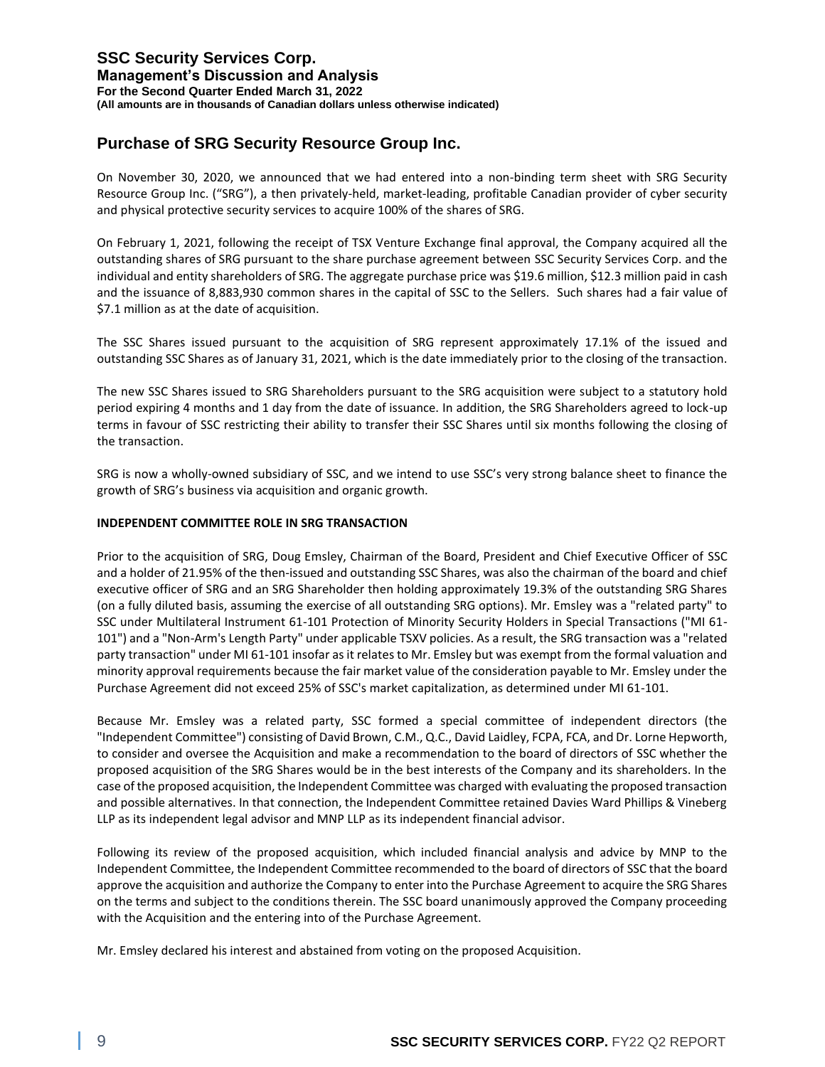## Purchase of SRG Security Resource Group Inc.

On November 30, 2020, we announced that we had entered into a non-binding term sheet with SRG Security Resource Group Inc. ("SRG"), a then privately-held, market-leading, profitable Canadian provider of cyber security and physical protective security services to acquire 100% of the shares of SRG.

On February 1, 2021, following the receipt of TSX Venture Exchange final approval, the Company acquired all the outstanding shares of SRG pursuant to the share purchase agreement between SSC Security Services Corp. and the individual and entity shareholders of SRG. The aggregate purchase price was $19.6 million, $12.3 million paid in cash and the issuance of 8,883,930 common shares in the capital of SSC to the Sellers. Such shares had a fair value of $7.1 million as at the date of acquisition.

The SSC Shares issued pursuant to the acquisition of SRG represent approximately 17.1% of the issued and outstanding SSC Shares as of January 31, 2021, which is the date immediately prior to the closing of the transaction.

The new SSC Shares issued to SRG Shareholders pursuant to the SRG acquisition were subject to a statutory hold period expiring 4 months and 1 day from the date of issuance. In addition, the SRG Shareholders agreed to lock-up terms in favour of SSC restricting their ability to transfer their SSC Shares until six months following the closing of the transaction.

SRG is now a wholly-owned subsidiary of SSC, and we intend to use SSC's very strong balance sheet to finance the growth of SRG's business via acquisition and organic growth.

**INDEPENDENT COMMITTEE ROLE IN SRG TRANSACTION**

Prior to the acquisition of SRG, Doug Emsley, Chairman of the Board, President and Chief Executive Officer of SSC and a holder of 21.95% of the then-issued and outstanding SSC Shares, was also the chairman of the board and chief executive officer of SRG and an SRG Shareholder then holding approximately 19.3% of the outstanding SRG Shares (on a fully diluted basis, assuming the exercise of all outstanding SRG options). Mr. Emsley was a "related party" to SSC under Multilateral Instrument 61-101 Protection of Minority Security Holders in Special Transactions ("MI 61-101") and a "Non-Arm's Length Party" under applicable TSXV policies. As a result, the SRG transaction was a "related party transaction" under MI 61-101 insofar as it relates to Mr. Emsley but was exempt from the formal valuation and minority approval requirements because the fair market value of the consideration payable to Mr. Emsley under the Purchase Agreement did not exceed 25% of SSC's market capitalization, as determined under MI 61-101.

Because Mr. Emsley was a related party, SSC formed a special committee of independent directors (the "Independent Committee") consisting of David Brown, C.M., Q.C., David Laidley, FCPA, FCA, and Dr. Lorne Hepworth, to consider and oversee the Acquisition and make a recommendation to the board of directors of SSC whether the proposed acquisition of the SRG Shares would be in the best interests of the Company and its shareholders. In the case of the proposed acquisition, the Independent Committee was charged with evaluating the proposed transaction and possible alternatives. In that connection, the Independent Committee retained Davies Ward Phillips & Vineberg LLP as its independent legal advisor and MNP LLP as its independent financial advisor.

Following its review of the proposed acquisition, which included financial analysis and advice by MNP to the Independent Committee, the Independent Committee recommended to the board of directors of SSC that the board approve the acquisition and authorize the Company to enter into the Purchase Agreement to acquire the SRG Shares on the terms and subject to the conditions therein. The SSC board unanimously approved the Company proceeding with the Acquisition and the entering into of the Purchase Agreement.

Mr. Emsley declared his interest and abstained from voting on the proposed Acquisition.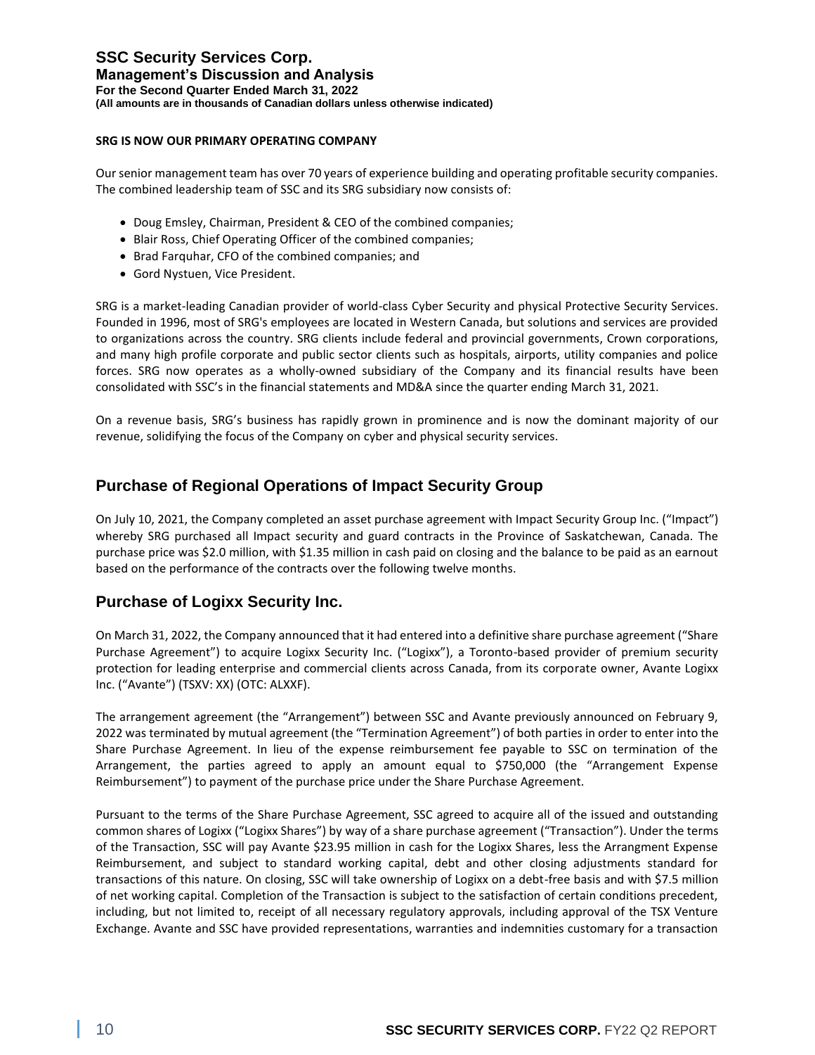**SRG IS NOW OUR PRIMARY OPERATING COMPANY**

Our senior management team has over 70 years of experience building and operating profitable security companies. The combined leadership team of SSC and its SRG subsidiary now consists of:

- Doug Emsley, Chairman, President & CEO of the combined companies;
- Blair Ross, Chief Operating Officer of the combined companies;
- Brad Farquhar, CFO of the combined companies; and
- Gord Nystuen, Vice President.

SRG is a market-leading Canadian provider of world-class Cyber Security and physical Protective Security Services. Founded in 1996, most of SRG's employees are located in Western Canada, but solutions and services are provided to organizations across the country. SRG clients include federal and provincial governments, Crown corporations, and many high profile corporate and public sector clients such as hospitals, airports, utility companies and police forces. SRG now operates as a wholly-owned subsidiary of the Company and its financial results have been consolidated with SSC's in the financial statements and MD&A since the quarter ending March 31, 2021.

On a revenue basis, SRG's business has rapidly grown in prominence and is now the dominant majority of our revenue, solidifying the focus of the Company on cyber and physical security services.

## Purchase of Regional Operations of Impact Security Group

On July 10, 2021, the Company completed an asset purchase agreement with Impact Security Group Inc. ("Impact") whereby SRG purchased all Impact security and guard contracts in the Province of Saskatchewan, Canada. The purchase price was $2.0 million, with $1.35 million in cash paid on closing and the balance to be paid as an earnout based on the performance of the contracts over the following twelve months.

## Purchase of Logixx Security Inc.

On March 31, 2022, the Company announced that it had entered into a definitive share purchase agreement ("Share Purchase Agreement") to acquire Logixx Security Inc. ("Logixx"), a Toronto-based provider of premium security protection for leading enterprise and commercial clients across Canada, from its corporate owner, Avante Logixx Inc. ("Avante") (TSXV: XX) (OTC: ALXXF).

The arrangement agreement (the "Arrangement") between SSC and Avante previously announced on February 9, 2022 was terminated by mutual agreement (the "Termination Agreement") of both parties in order to enter into the Share Purchase Agreement. In lieu of the expense reimbursement fee payable to SSC on termination of the Arrangement, the parties agreed to apply an amount equal to $750,000 (the "Arrangement Expense Reimbursement") to payment of the purchase price under the Share Purchase Agreement.

Pursuant to the terms of the Share Purchase Agreement, SSC agreed to acquire all of the issued and outstanding common shares of Logixx ("Logixx Shares") by way of a share purchase agreement ("Transaction"). Under the terms of the Transaction, SSC will pay Avante $23.95 million in cash for the Logixx Shares, less the Arrangment Expense Reimbursement, and subject to standard working capital, debt and other closing adjustments standard for transactions of this nature. On closing, SSC will take ownership of Logixx on a debt-free basis and with $7.5 million of net working capital. Completion of the Transaction is subject to the satisfaction of certain conditions precedent, including, but not limited to, receipt of all necessary regulatory approvals, including approval of the TSX Venture Exchange. Avante and SSC have provided representations, warranties and indemnities customary for a transaction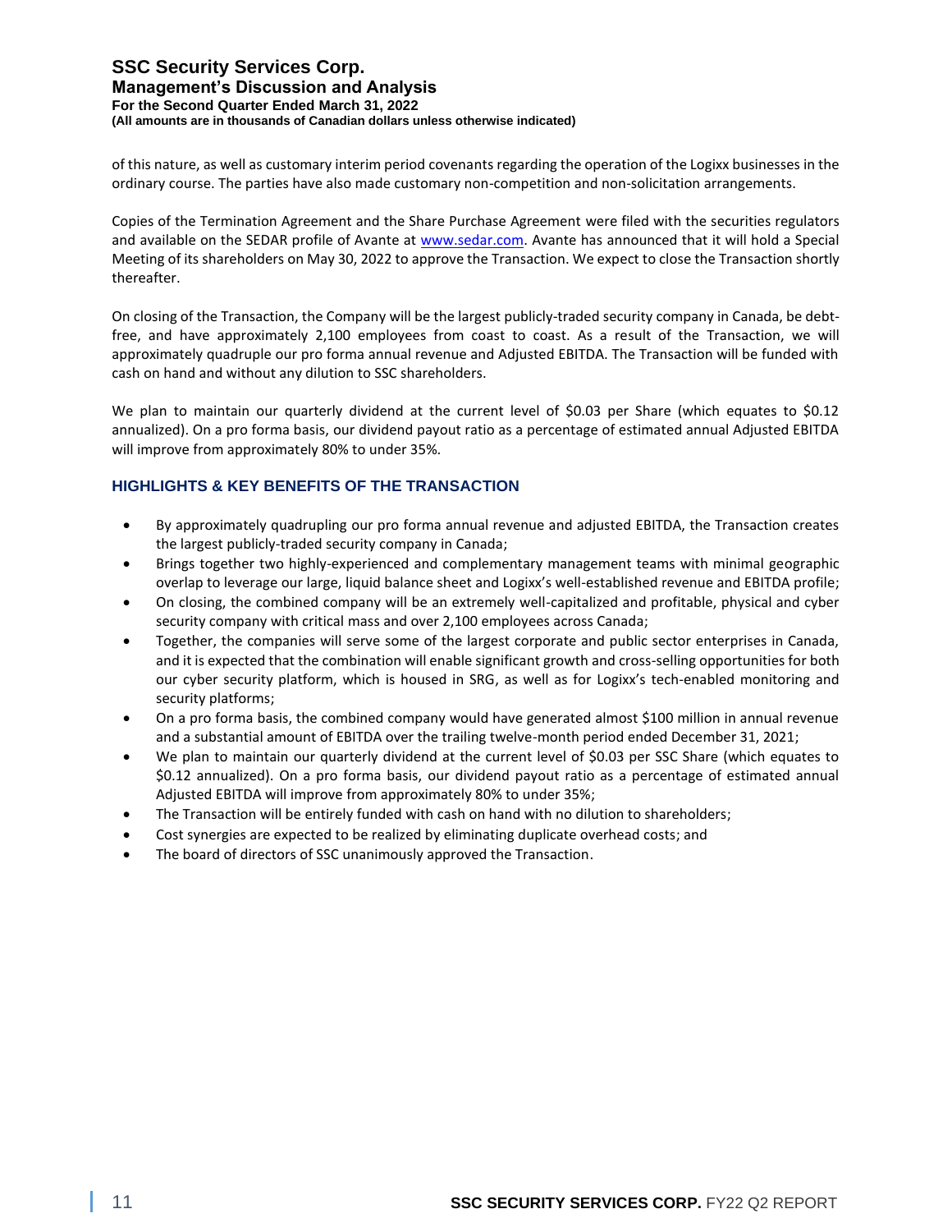of this nature, as well as customary interim period covenants regarding the operation of the Logixx businesses in the ordinary course. The parties have also made customary non-competition and non-solicitation arrangements.

Copies of the Termination Agreement and the Share Purchase Agreement were filed with the securities regulators and available on the SEDAR profile of Avante at www.sedar.com. Avante has announced that it will hold a Special Meeting of its shareholders on May 30, 2022 to approve the Transaction. We expect to close the Transaction shortly thereafter.

On closing of the Transaction, the Company will be the largest publicly-traded security company in Canada, be debt-free, and have approximately 2,100 employees from coast to coast. As a result of the Transaction, we will approximately quadruple our pro forma annual revenue and Adjusted EBITDA. The Transaction will be funded with cash on hand and without any dilution to SSC shareholders.

We plan to maintain our quarterly dividend at the current level of $0.03 per Share (which equates to $0.12 annualized). On a pro forma basis, our dividend payout ratio as a percentage of estimated annual Adjusted EBITDA will improve from approximately 80% to under 35%.

## HIGHLIGHTS & KEY BENEFITS OF THE TRANSACTION

- By approximately quadrupling our pro forma annual revenue and adjusted EBITDA, the Transaction creates the largest publicly-traded security company in Canada;
- Brings together two highly-experienced and complementary management teams with minimal geographic overlap to leverage our large, liquid balance sheet and Logixx's well-established revenue and EBITDA profile;
- On closing, the combined company will be an extremely well-capitalized and profitable, physical and cyber security company with critical mass and over 2,100 employees across Canada;
- Together, the companies will serve some of the largest corporate and public sector enterprises in Canada, and it is expected that the combination will enable significant growth and cross-selling opportunities for both our cyber security platform, which is housed in SRG, as well as for Logixx's tech-enabled monitoring and security platforms;
- On a pro forma basis, the combined company would have generated almost $100 million in annual revenue and a substantial amount of EBITDA over the trailing twelve-month period ended December 31, 2021;
- We plan to maintain our quarterly dividend at the current level of $0.03 per SSC Share (which equates to $0.12 annualized). On a pro forma basis, our dividend payout ratio as a percentage of estimated annual Adjusted EBITDA will improve from approximately 80% to under 35%;
- The Transaction will be entirely funded with cash on hand with no dilution to shareholders;
- Cost synergies are expected to be realized by eliminating duplicate overhead costs; and
- The board of directors of SSC unanimously approved the Transaction.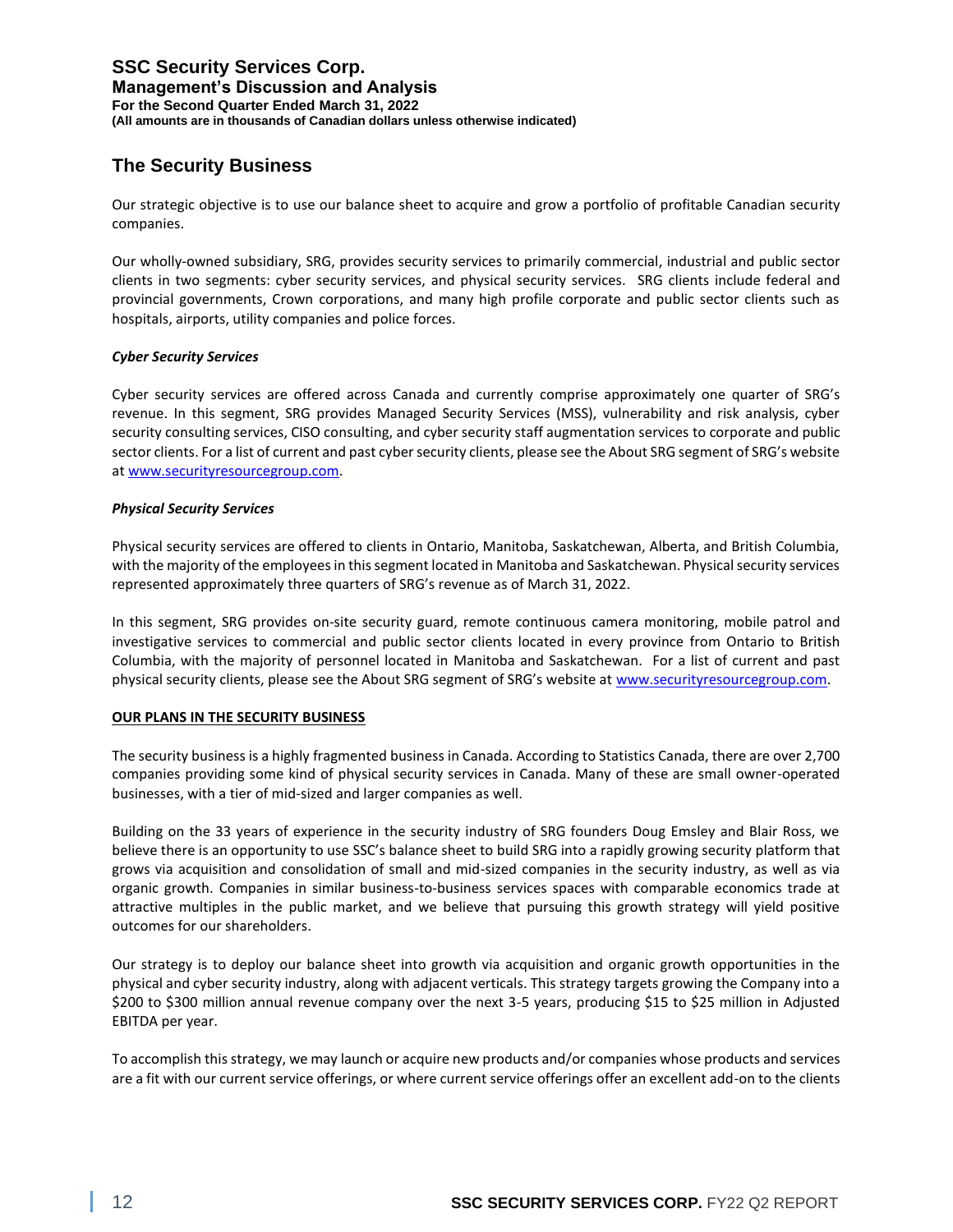## The Security Business

Our strategic objective is to use our balance sheet to acquire and grow a portfolio of profitable Canadian security companies.

Our wholly-owned subsidiary, SRG, provides security services to primarily commercial, industrial and public sector clients in two segments: cyber security services, and physical security services. SRG clients include federal and provincial governments, Crown corporations, and many high profile corporate and public sector clients such as hospitals, airports, utility companies and police forces.

***Cyber Security Services***

Cyber security services are offered across Canada and currently comprise approximately one quarter of SRG's revenue. In this segment, SRG provides Managed Security Services (MSS), vulnerability and risk analysis, cyber security consulting services, CISO consulting, and cyber security staff augmentation services to corporate and public sector clients. For a list of current and past cyber security clients, please see the About SRG segment of SRG's website at www.securityresourcegroup.com.

***Physical Security Services***

Physical security services are offered to clients in Ontario, Manitoba, Saskatchewan, Alberta, and British Columbia, with the majority of the employees in this segment located in Manitoba and Saskatchewan. Physical security services represented approximately three quarters of SRG's revenue as of March 31, 2022.

In this segment, SRG provides on-site security guard, remote continuous camera monitoring, mobile patrol and investigative services to commercial and public sector clients located in every province from Ontario to British Columbia, with the majority of personnel located in Manitoba and Saskatchewan. For a list of current and past physical security clients, please see the About SRG segment of SRG's website at www.securityresourcegroup.com.

**OUR PLANS IN THE SECURITY BUSINESS**

The security business is a highly fragmented business in Canada. According to Statistics Canada, there are over 2,700 companies providing some kind of physical security services in Canada. Many of these are small owner-operated businesses, with a tier of mid-sized and larger companies as well.

Building on the 33 years of experience in the security industry of SRG founders Doug Emsley and Blair Ross, we believe there is an opportunity to use SSC's balance sheet to build SRG into a rapidly growing security platform that grows via acquisition and consolidation of small and mid-sized companies in the security industry, as well as via organic growth. Companies in similar business-to-business services spaces with comparable economics trade at attractive multiples in the public market, and we believe that pursuing this growth strategy will yield positive outcomes for our shareholders.

Our strategy is to deploy our balance sheet into growth via acquisition and organic growth opportunities in the physical and cyber security industry, along with adjacent verticals. This strategy targets growing the Company into a $200 to $300 million annual revenue company over the next 3-5 years, producing $15 to $25 million in Adjusted EBITDA per year.

To accomplish this strategy, we may launch or acquire new products and/or companies whose products and services are a fit with our current service offerings, or where current service offerings offer an excellent add-on to the clients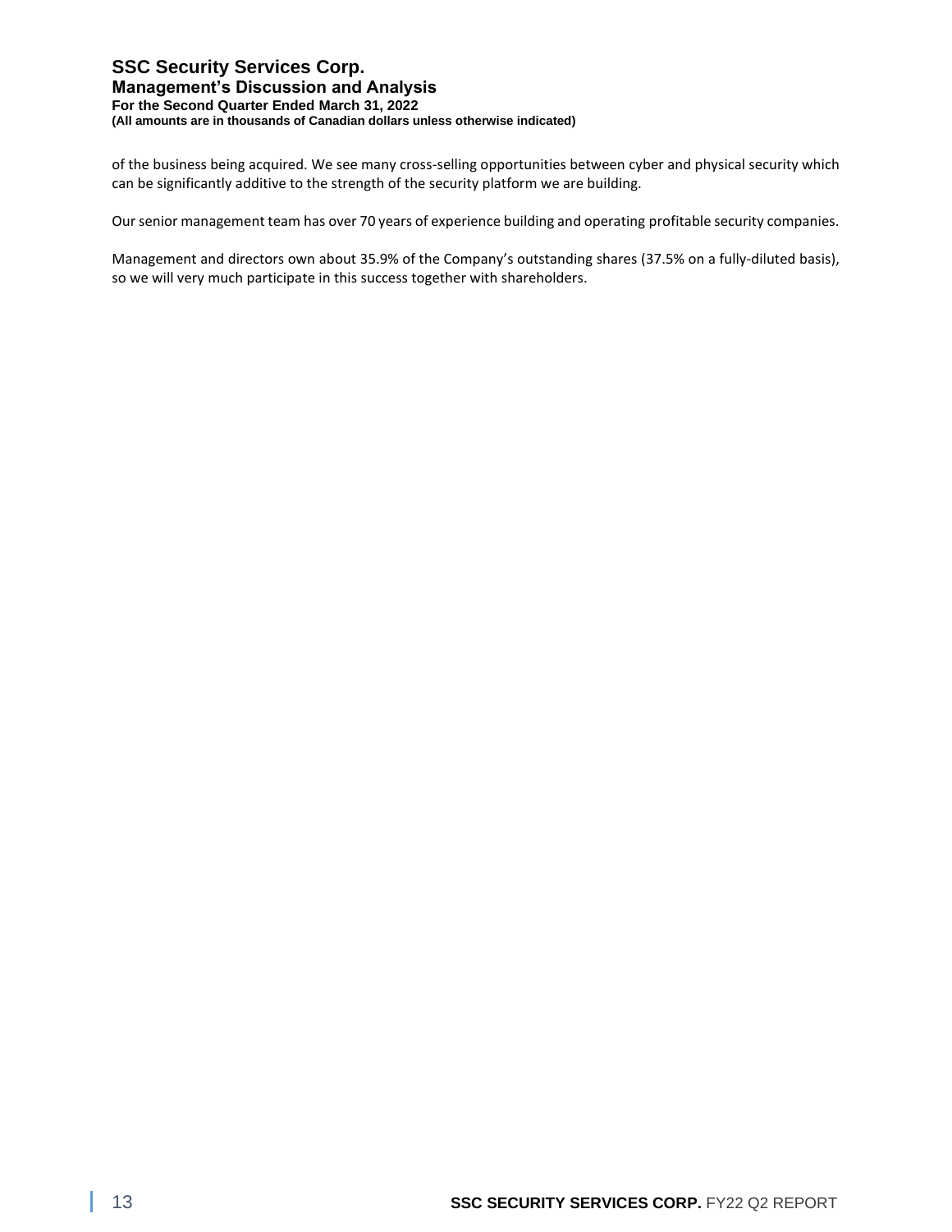of the business being acquired. We see many cross-selling opportunities between cyber and physical security which can be significantly additive to the strength of the security platform we are building.

Our senior management team has over 70 years of experience building and operating profitable security companies.

Management and directors own about 35.9% of the Company's outstanding shares (37.5% on a fully-diluted basis), so we will very much participate in this success together with shareholders.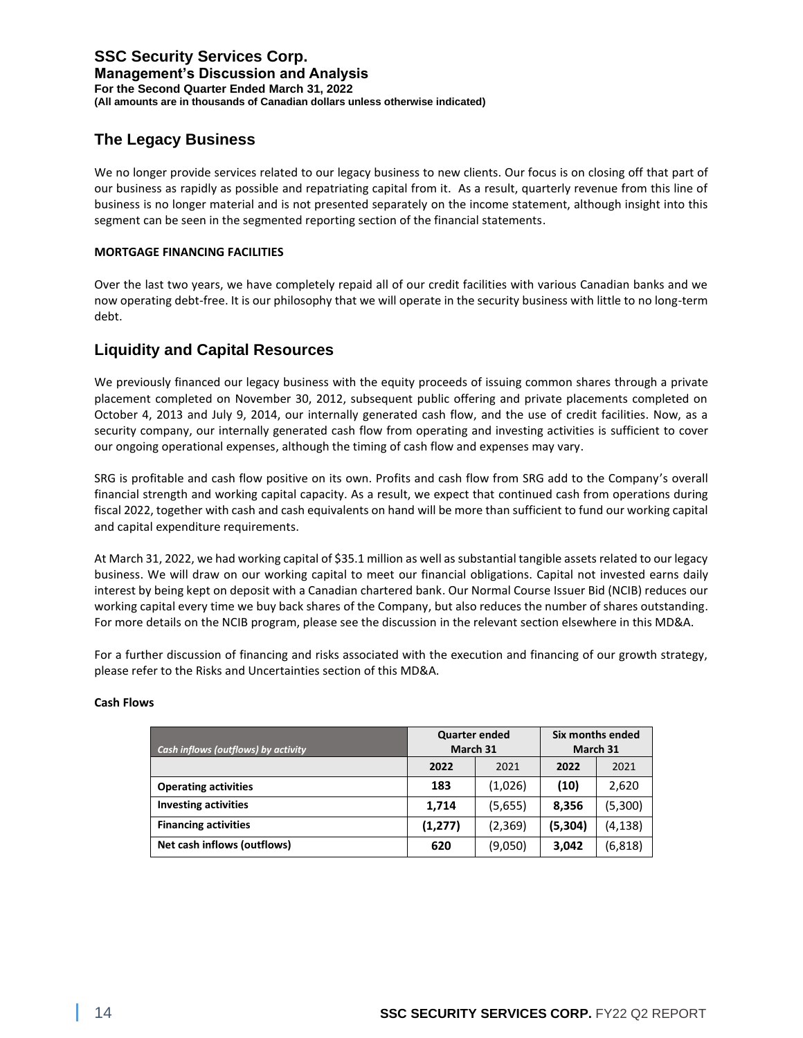## The Legacy Business

We no longer provide services related to our legacy business to new clients. Our focus is on closing off that part of our business as rapidly as possible and repatriating capital from it. As a result, quarterly revenue from this line of business is no longer material and is not presented separately on the income statement, although insight into this segment can be seen in the segmented reporting section of the financial statements.

**MORTGAGE FINANCING FACILITIES**

Over the last two years, we have completely repaid all of our credit facilities with various Canadian banks and we now operating debt-free. It is our philosophy that we will operate in the security business with little to no long-term debt.

## Liquidity and Capital Resources

We previously financed our legacy business with the equity proceeds of issuing common shares through a private placement completed on November 30, 2012, subsequent public offering and private placements completed on October 4, 2013 and July 9, 2014, our internally generated cash flow, and the use of credit facilities. Now, as a security company, our internally generated cash flow from operating and investing activities is sufficient to cover our ongoing operational expenses, although the timing of cash flow and expenses may vary.

SRG is profitable and cash flow positive on its own. Profits and cash flow from SRG add to the Company's overall financial strength and working capital capacity. As a result, we expect that continued cash from operations during fiscal 2022, together with cash and cash equivalents on hand will be more than sufficient to fund our working capital and capital expenditure requirements.

At March 31, 2022, we had working capital of $35.1 million as well as substantial tangible assets related to our legacy business. We will draw on our working capital to meet our financial obligations. Capital not invested earns daily interest by being kept on deposit with a Canadian chartered bank. Our Normal Course Issuer Bid (NCIB) reduces our working capital every time we buy back shares of the Company, but also reduces the number of shares outstanding. For more details on the NCIB program, please see the discussion in the relevant section elsewhere in this MD&A.

For a further discussion of financing and risks associated with the execution and financing of our growth strategy, please refer to the Risks and Uncertainties section of this MD&A.

**Cash Flows**

| *Cash inflows (outflows) by activity* | **Quarter ended March 31** | | **Six months ended March 31** | |
|---|---|---|---|---|
| | **2022** | 2021 | **2022** | 2021 |
| **Operating activities** | **183** | (1,026) | **(10)** | 2,620 |
| **Investing activities** | **1,714** | (5,655) | **8,356** | (5,300) |
| **Financing activities** | **(1,277)** | (2,369) | **(5,304)** | (4,138) |
| **Net cash inflows (outflows)** | **620** | (9,050) | **3,042** | (6,818) |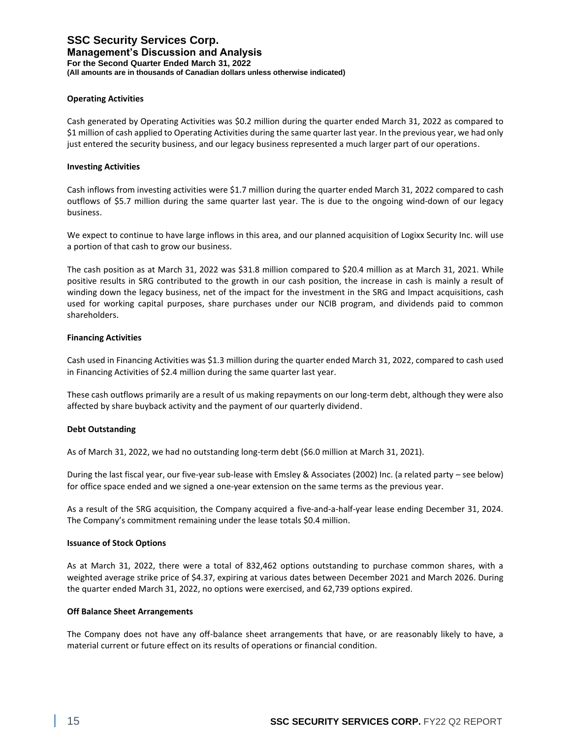### Operating Activities

Cash generated by Operating Activities was $0.2 million during the quarter ended March 31, 2022 as compared to $1 million of cash applied to Operating Activities during the same quarter last year. In the previous year, we had only just entered the security business, and our legacy business represented a much larger part of our operations.

### Investing Activities

Cash inflows from investing activities were $1.7 million during the quarter ended March 31, 2022 compared to cash outflows of $5.7 million during the same quarter last year. The is due to the ongoing wind-down of our legacy business.

We expect to continue to have large inflows in this area, and our planned acquisition of Logixx Security Inc. will use a portion of that cash to grow our business.

The cash position as at March 31, 2022 was $31.8 million compared to $20.4 million as at March 31, 2021. While positive results in SRG contributed to the growth in our cash position, the increase in cash is mainly a result of winding down the legacy business, net of the impact for the investment in the SRG and Impact acquisitions, cash used for working capital purposes, share purchases under our NCIB program, and dividends paid to common shareholders.

### Financing Activities

Cash used in Financing Activities was $1.3 million during the quarter ended March 31, 2022, compared to cash used in Financing Activities of $2.4 million during the same quarter last year.

These cash outflows primarily are a result of us making repayments on our long-term debt, although they were also affected by share buyback activity and the payment of our quarterly dividend.

### Debt Outstanding

As of March 31, 2022, we had no outstanding long-term debt ($6.0 million at March 31, 2021).

During the last fiscal year, our five-year sub-lease with Emsley & Associates (2002) Inc. (a related party – see below) for office space ended and we signed a one-year extension on the same terms as the previous year.

As a result of the SRG acquisition, the Company acquired a five-and-a-half-year lease ending December 31, 2024. The Company's commitment remaining under the lease totals $0.4 million.

### Issuance of Stock Options

As at March 31, 2022, there were a total of 832,462 options outstanding to purchase common shares, with a weighted average strike price of $4.37, expiring at various dates between December 2021 and March 2026. During the quarter ended March 31, 2022, no options were exercised, and 62,739 options expired.

### Off Balance Sheet Arrangements

The Company does not have any off-balance sheet arrangements that have, or are reasonably likely to have, a material current or future effect on its results of operations or financial condition.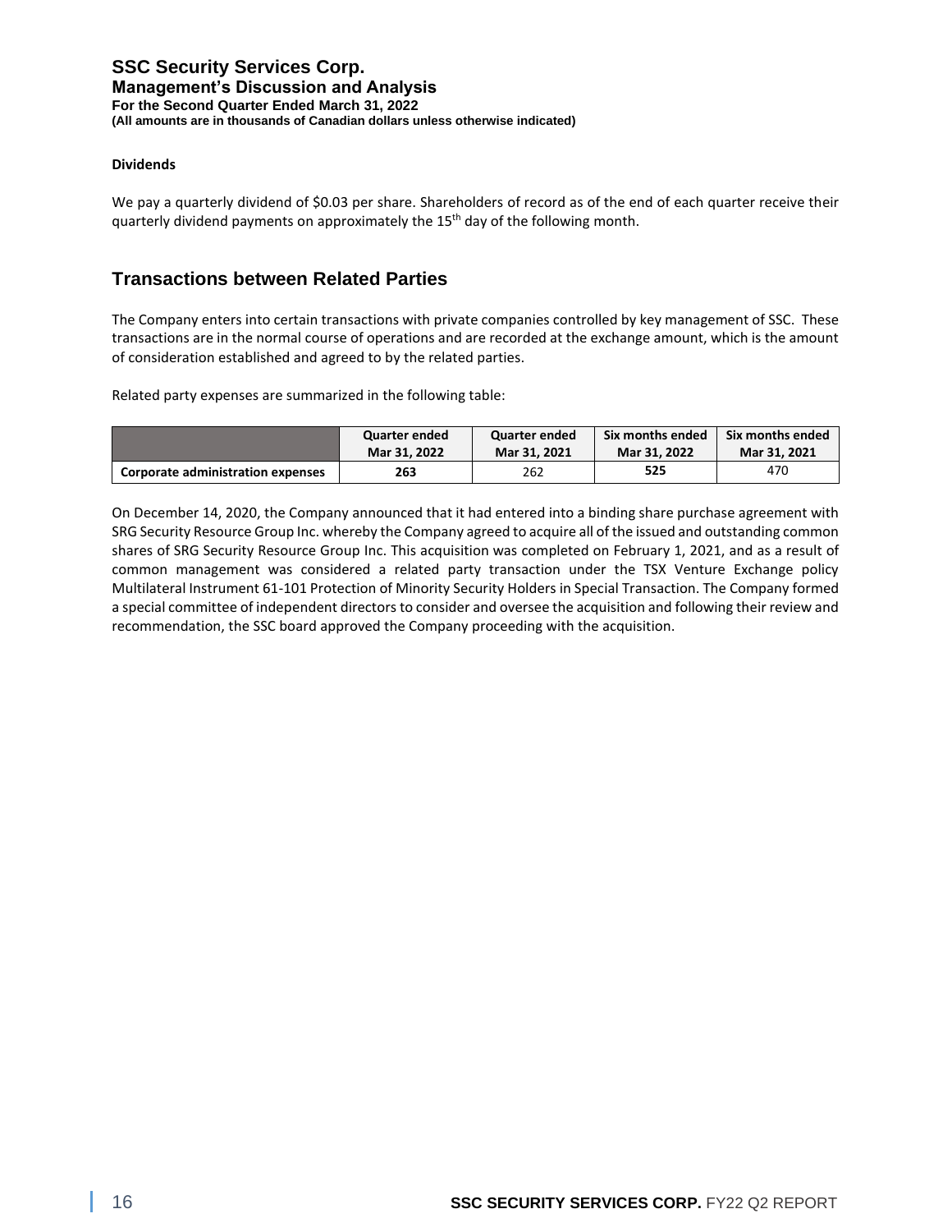**Dividends**

We pay a quarterly dividend of $0.03 per share. Shareholders of record as of the end of each quarter receive their quarterly dividend payments on approximately the 15th day of the following month.

## Transactions between Related Parties

The Company enters into certain transactions with private companies controlled by key management of SSC. These transactions are in the normal course of operations and are recorded at the exchange amount, which is the amount of consideration established and agreed to by the related parties.

Related party expenses are summarized in the following table:

| | Quarter ended Mar 31, 2022 | Quarter ended Mar 31, 2021 | Six months ended Mar 31, 2022 | Six months ended Mar 31, 2021 |
|---|---|---|---|---|
| **Corporate administration expenses** | **263** | 262 | **525** | 470 |

On December 14, 2020, the Company announced that it had entered into a binding share purchase agreement with SRG Security Resource Group Inc. whereby the Company agreed to acquire all of the issued and outstanding common shares of SRG Security Resource Group Inc. This acquisition was completed on February 1, 2021, and as a result of common management was considered a related party transaction under the TSX Venture Exchange policy Multilateral Instrument 61-101 Protection of Minority Security Holders in Special Transaction. The Company formed a special committee of independent directors to consider and oversee the acquisition and following their review and recommendation, the SSC board approved the Company proceeding with the acquisition.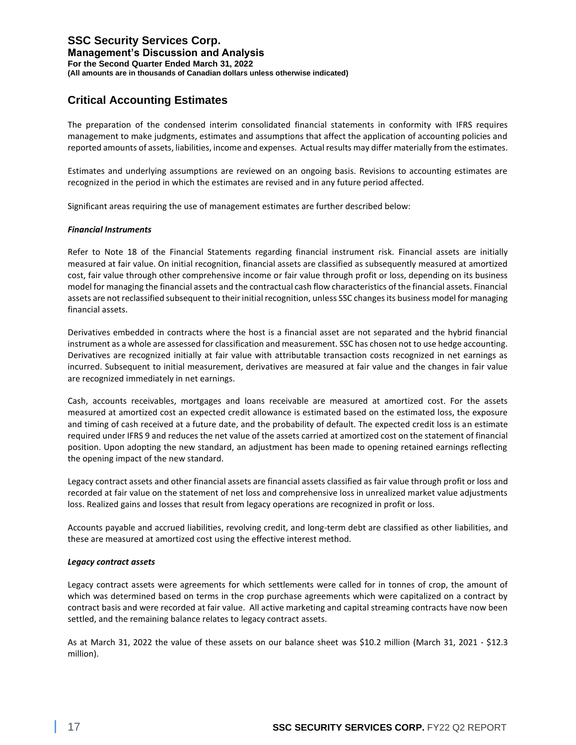## Critical Accounting Estimates

The preparation of the condensed interim consolidated financial statements in conformity with IFRS requires management to make judgments, estimates and assumptions that affect the application of accounting policies and reported amounts of assets, liabilities, income and expenses. Actual results may differ materially from the estimates.

Estimates and underlying assumptions are reviewed on an ongoing basis. Revisions to accounting estimates are recognized in the period in which the estimates are revised and in any future period affected.

Significant areas requiring the use of management estimates are further described below:

***Financial Instruments***

Refer to Note 18 of the Financial Statements regarding financial instrument risk. Financial assets are initially measured at fair value. On initial recognition, financial assets are classified as subsequently measured at amortized cost, fair value through other comprehensive income or fair value through profit or loss, depending on its business model for managing the financial assets and the contractual cash flow characteristics of the financial assets. Financial assets are not reclassified subsequent to their initial recognition, unless SSC changes its business model for managing financial assets.

Derivatives embedded in contracts where the host is a financial asset are not separated and the hybrid financial instrument as a whole are assessed for classification and measurement. SSC has chosen not to use hedge accounting. Derivatives are recognized initially at fair value with attributable transaction costs recognized in net earnings as incurred. Subsequent to initial measurement, derivatives are measured at fair value and the changes in fair value are recognized immediately in net earnings.

Cash, accounts receivables, mortgages and loans receivable are measured at amortized cost. For the assets measured at amortized cost an expected credit allowance is estimated based on the estimated loss, the exposure and timing of cash received at a future date, and the probability of default. The expected credit loss is an estimate required under IFRS 9 and reduces the net value of the assets carried at amortized cost on the statement of financial position. Upon adopting the new standard, an adjustment has been made to opening retained earnings reflecting the opening impact of the new standard.

Legacy contract assets and other financial assets are financial assets classified as fair value through profit or loss and recorded at fair value on the statement of net loss and comprehensive loss in unrealized market value adjustments loss. Realized gains and losses that result from legacy operations are recognized in profit or loss.

Accounts payable and accrued liabilities, revolving credit, and long-term debt are classified as other liabilities, and these are measured at amortized cost using the effective interest method.

***Legacy contract assets***

Legacy contract assets were agreements for which settlements were called for in tonnes of crop, the amount of which was determined based on terms in the crop purchase agreements which were capitalized on a contract by contract basis and were recorded at fair value. All active marketing and capital streaming contracts have now been settled, and the remaining balance relates to legacy contract assets.

As at March 31, 2022 the value of these assets on our balance sheet was $10.2 million (March 31, 2021 - $12.3 million).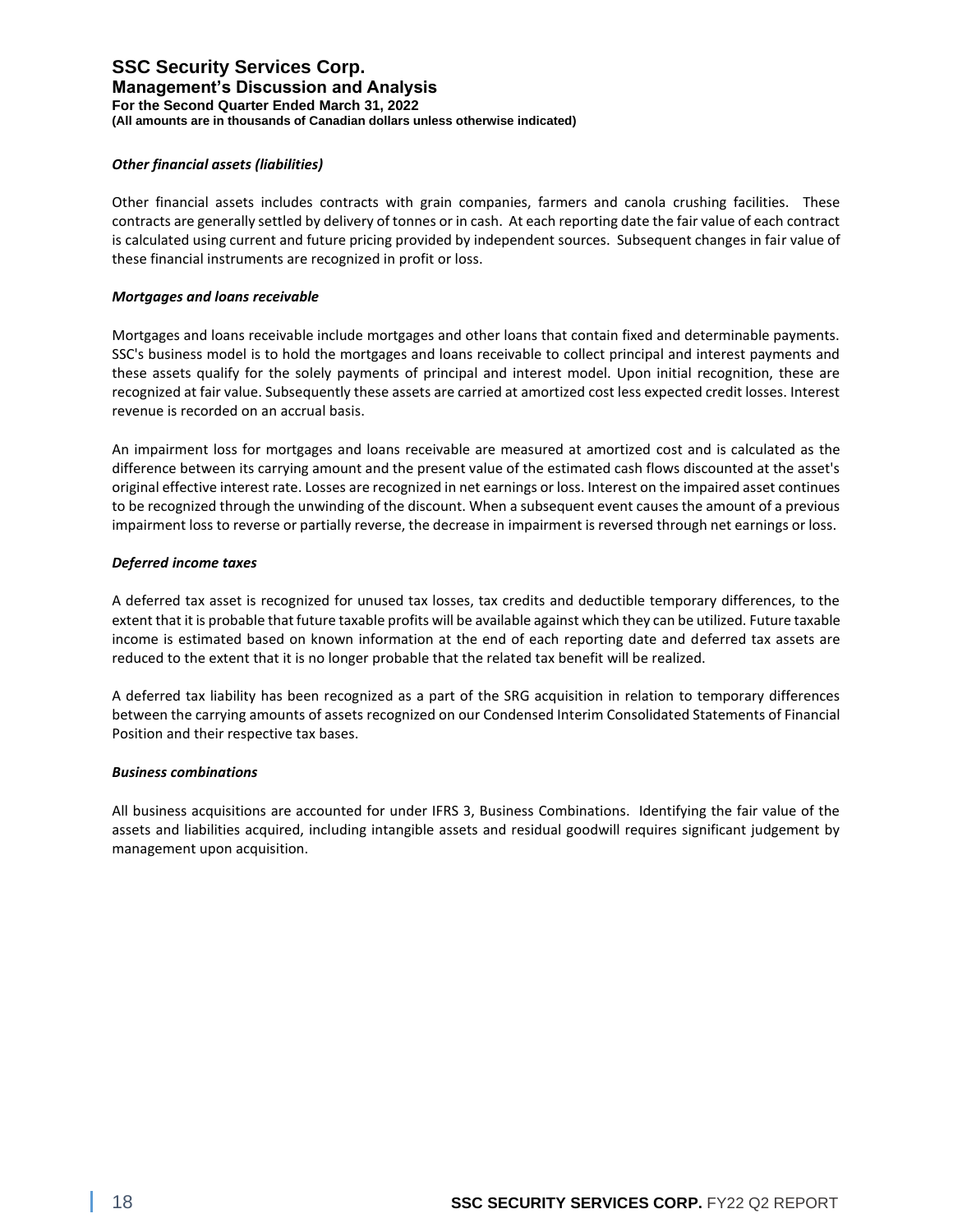### *Other financial assets (liabilities)*

Other financial assets includes contracts with grain companies, farmers and canola crushing facilities. These contracts are generally settled by delivery of tonnes or in cash. At each reporting date the fair value of each contract is calculated using current and future pricing provided by independent sources. Subsequent changes in fair value of these financial instruments are recognized in profit or loss.

### *Mortgages and loans receivable*

Mortgages and loans receivable include mortgages and other loans that contain fixed and determinable payments. SSC's business model is to hold the mortgages and loans receivable to collect principal and interest payments and these assets qualify for the solely payments of principal and interest model. Upon initial recognition, these are recognized at fair value. Subsequently these assets are carried at amortized cost less expected credit losses. Interest revenue is recorded on an accrual basis.

An impairment loss for mortgages and loans receivable are measured at amortized cost and is calculated as the difference between its carrying amount and the present value of the estimated cash flows discounted at the asset's original effective interest rate. Losses are recognized in net earnings or loss. Interest on the impaired asset continues to be recognized through the unwinding of the discount. When a subsequent event causes the amount of a previous impairment loss to reverse or partially reverse, the decrease in impairment is reversed through net earnings or loss.

### *Deferred income taxes*

A deferred tax asset is recognized for unused tax losses, tax credits and deductible temporary differences, to the extent that it is probable that future taxable profits will be available against which they can be utilized. Future taxable income is estimated based on known information at the end of each reporting date and deferred tax assets are reduced to the extent that it is no longer probable that the related tax benefit will be realized.

A deferred tax liability has been recognized as a part of the SRG acquisition in relation to temporary differences between the carrying amounts of assets recognized on our Condensed Interim Consolidated Statements of Financial Position and their respective tax bases.

### *Business combinations*

All business acquisitions are accounted for under IFRS 3, Business Combinations. Identifying the fair value of the assets and liabilities acquired, including intangible assets and residual goodwill requires significant judgement by management upon acquisition.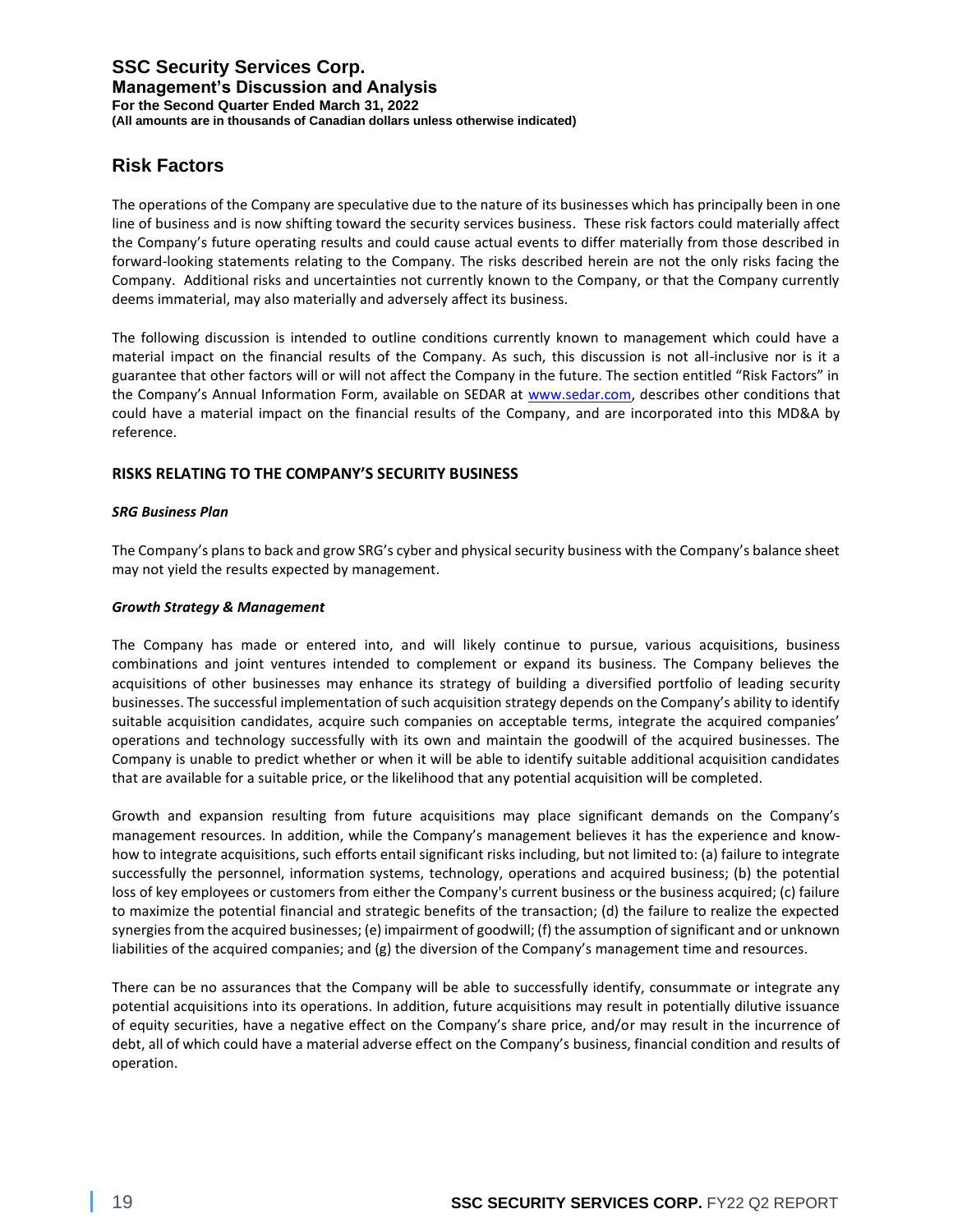## Risk Factors

The operations of the Company are speculative due to the nature of its businesses which has principally been in one line of business and is now shifting toward the security services business. These risk factors could materially affect the Company's future operating results and could cause actual events to differ materially from those described in forward-looking statements relating to the Company. The risks described herein are not the only risks facing the Company. Additional risks and uncertainties not currently known to the Company, or that the Company currently deems immaterial, may also materially and adversely affect its business.

The following discussion is intended to outline conditions currently known to management which could have a material impact on the financial results of the Company. As such, this discussion is not all-inclusive nor is it a guarantee that other factors will or will not affect the Company in the future. The section entitled "Risk Factors" in the Company's Annual Information Form, available on SEDAR at www.sedar.com, describes other conditions that could have a material impact on the financial results of the Company, and are incorporated into this MD&A by reference.

### RISKS RELATING TO THE COMPANY'S SECURITY BUSINESS

#### *SRG Business Plan*

The Company's plans to back and grow SRG's cyber and physical security business with the Company's balance sheet may not yield the results expected by management.

#### *Growth Strategy & Management*

The Company has made or entered into, and will likely continue to pursue, various acquisitions, business combinations and joint ventures intended to complement or expand its business. The Company believes the acquisitions of other businesses may enhance its strategy of building a diversified portfolio of leading security businesses. The successful implementation of such acquisition strategy depends on the Company's ability to identify suitable acquisition candidates, acquire such companies on acceptable terms, integrate the acquired companies' operations and technology successfully with its own and maintain the goodwill of the acquired businesses. The Company is unable to predict whether or when it will be able to identify suitable additional acquisition candidates that are available for a suitable price, or the likelihood that any potential acquisition will be completed.

Growth and expansion resulting from future acquisitions may place significant demands on the Company's management resources. In addition, while the Company's management believes it has the experience and know-how to integrate acquisitions, such efforts entail significant risks including, but not limited to: (a) failure to integrate successfully the personnel, information systems, technology, operations and acquired business; (b) the potential loss of key employees or customers from either the Company's current business or the business acquired; (c) failure to maximize the potential financial and strategic benefits of the transaction; (d) the failure to realize the expected synergies from the acquired businesses; (e) impairment of goodwill; (f) the assumption of significant and or unknown liabilities of the acquired companies; and (g) the diversion of the Company's management time and resources.

There can be no assurances that the Company will be able to successfully identify, consummate or integrate any potential acquisitions into its operations. In addition, future acquisitions may result in potentially dilutive issuance of equity securities, have a negative effect on the Company's share price, and/or may result in the incurrence of debt, all of which could have a material adverse effect on the Company's business, financial condition and results of operation.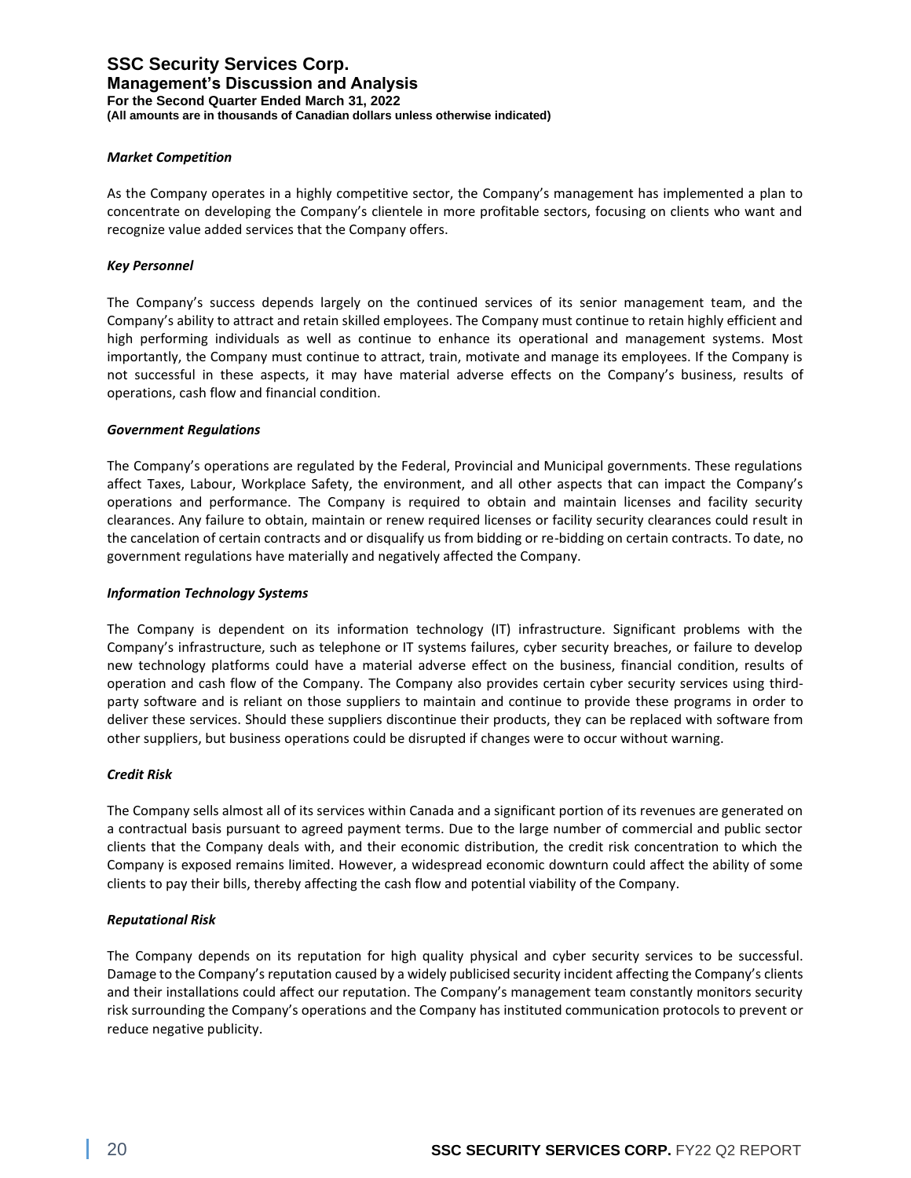### *Market Competition*

As the Company operates in a highly competitive sector, the Company's management has implemented a plan to concentrate on developing the Company's clientele in more profitable sectors, focusing on clients who want and recognize value added services that the Company offers.

### *Key Personnel*

The Company's success depends largely on the continued services of its senior management team, and the Company's ability to attract and retain skilled employees. The Company must continue to retain highly efficient and high performing individuals as well as continue to enhance its operational and management systems. Most importantly, the Company must continue to attract, train, motivate and manage its employees. If the Company is not successful in these aspects, it may have material adverse effects on the Company's business, results of operations, cash flow and financial condition.

### *Government Regulations*

The Company's operations are regulated by the Federal, Provincial and Municipal governments. These regulations affect Taxes, Labour, Workplace Safety, the environment, and all other aspects that can impact the Company's operations and performance. The Company is required to obtain and maintain licenses and facility security clearances. Any failure to obtain, maintain or renew required licenses or facility security clearances could result in the cancelation of certain contracts and or disqualify us from bidding or re-bidding on certain contracts. To date, no government regulations have materially and negatively affected the Company.

### *Information Technology Systems*

The Company is dependent on its information technology (IT) infrastructure. Significant problems with the Company's infrastructure, such as telephone or IT systems failures, cyber security breaches, or failure to develop new technology platforms could have a material adverse effect on the business, financial condition, results of operation and cash flow of the Company. The Company also provides certain cyber security services using third-party software and is reliant on those suppliers to maintain and continue to provide these programs in order to deliver these services. Should these suppliers discontinue their products, they can be replaced with software from other suppliers, but business operations could be disrupted if changes were to occur without warning.

### *Credit Risk*

The Company sells almost all of its services within Canada and a significant portion of its revenues are generated on a contractual basis pursuant to agreed payment terms. Due to the large number of commercial and public sector clients that the Company deals with, and their economic distribution, the credit risk concentration to which the Company is exposed remains limited. However, a widespread economic downturn could affect the ability of some clients to pay their bills, thereby affecting the cash flow and potential viability of the Company.

### *Reputational Risk*

The Company depends on its reputation for high quality physical and cyber security services to be successful. Damage to the Company's reputation caused by a widely publicised security incident affecting the Company's clients and their installations could affect our reputation. The Company's management team constantly monitors security risk surrounding the Company's operations and the Company has instituted communication protocols to prevent or reduce negative publicity.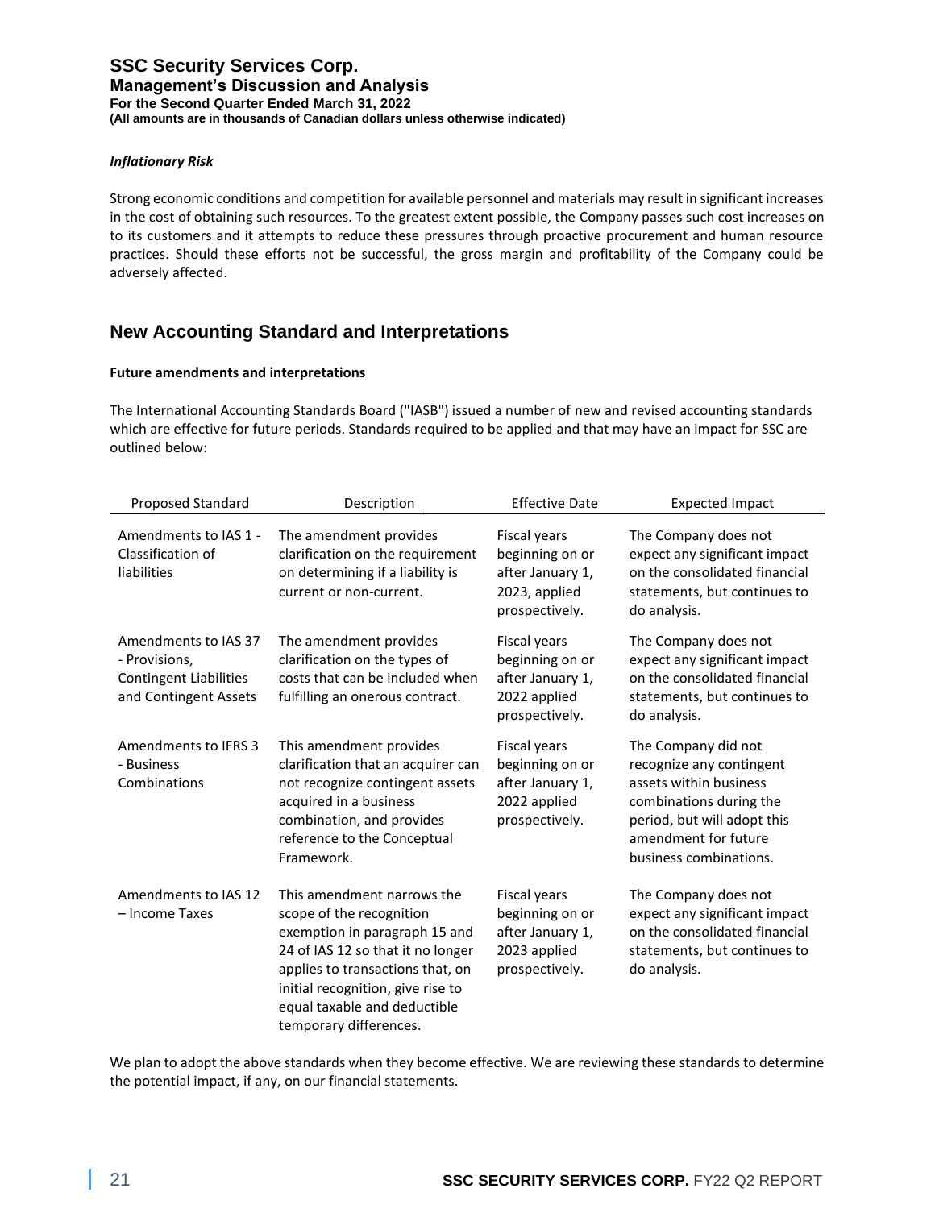*Inflationary Risk*

Strong economic conditions and competition for available personnel and materials may result in significant increases in the cost of obtaining such resources. To the greatest extent possible, the Company passes such cost increases on to its customers and it attempts to reduce these pressures through proactive procurement and human resource practices. Should these efforts not be successful, the gross margin and profitability of the Company could be adversely affected.

## New Accounting Standard and Interpretations

**Future amendments and interpretations**

The International Accounting Standards Board ("IASB") issued a number of new and revised accounting standards which are effective for future periods. Standards required to be applied and that may have an impact for SSC are outlined below:

| Proposed Standard | Description | Effective Date | Expected Impact |
|---|---|---|---|
| Amendments to IAS 1 - Classification of liabilities | The amendment provides clarification on the requirement on determining if a liability is current or non-current. | Fiscal years beginning on or after January 1, 2023, applied prospectively. | The Company does not expect any significant impact on the consolidated financial statements, but continues to do analysis. |
| Amendments to IAS 37 - Provisions, Contingent Liabilities and Contingent Assets | The amendment provides clarification on the types of costs that can be included when fulfilling an onerous contract. | Fiscal years beginning on or after January 1, 2022 applied prospectively. | The Company does not expect any significant impact on the consolidated financial statements, but continues to do analysis. |
| Amendments to IFRS 3 - Business Combinations | This amendment provides clarification that an acquirer can not recognize contingent assets acquired in a business combination, and provides reference to the Conceptual Framework. | Fiscal years beginning on or after January 1, 2022 applied prospectively. | The Company did not recognize any contingent assets within business combinations during the period, but will adopt this amendment for future business combinations. |
| Amendments to IAS 12 – Income Taxes | This amendment narrows the scope of the recognition exemption in paragraph 15 and 24 of IAS 12 so that it no longer applies to transactions that, on initial recognition, give rise to equal taxable and deductible temporary differences. | Fiscal years beginning on or after January 1, 2023 applied prospectively. | The Company does not expect any significant impact on the consolidated financial statements, but continues to do analysis. |

We plan to adopt the above standards when they become effective. We are reviewing these standards to determine the potential impact, if any, on our financial statements.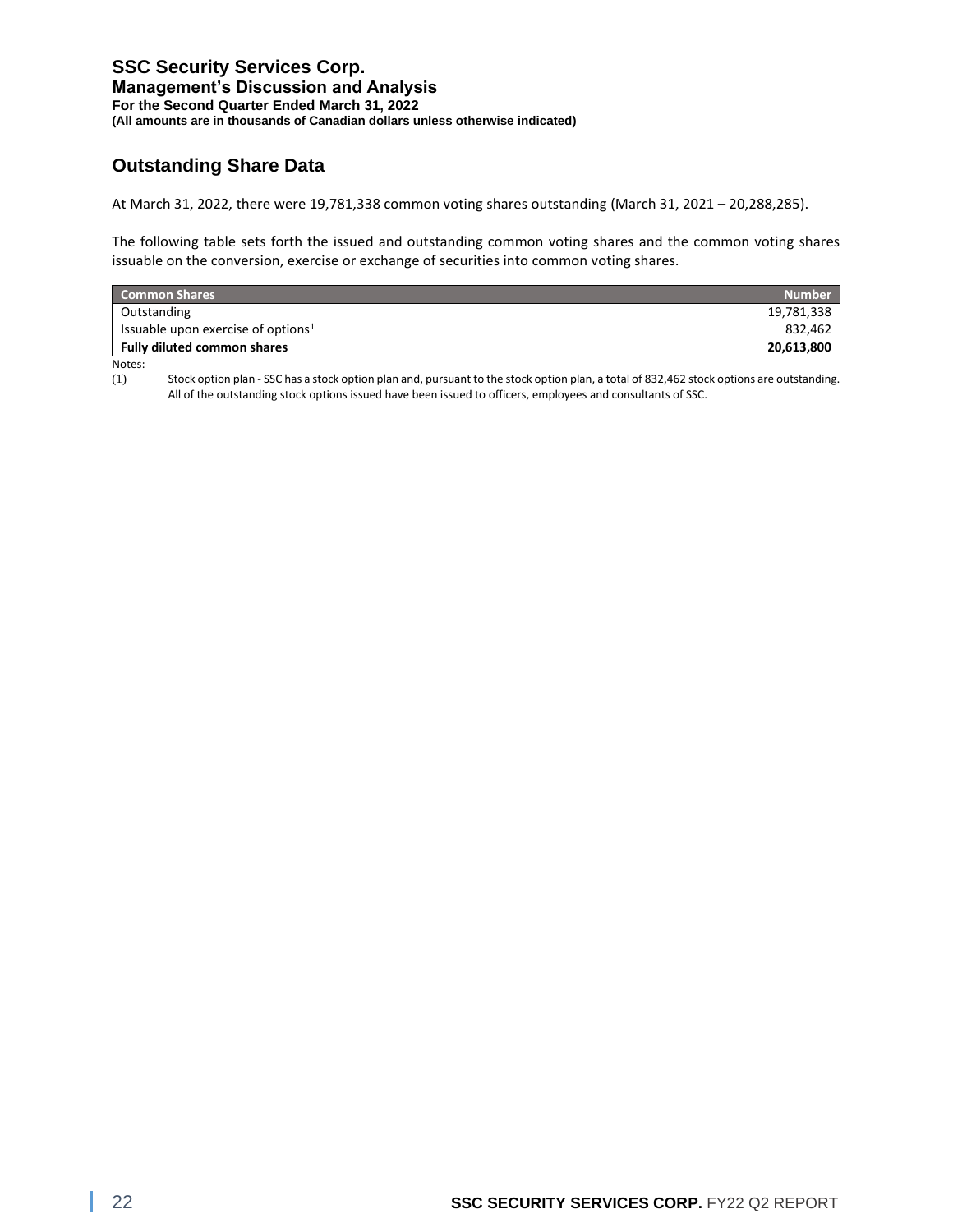## Outstanding Share Data

At March 31, 2022, there were 19,781,338 common voting shares outstanding (March 31, 2021 – 20,288,285).

The following table sets forth the issued and outstanding common voting shares and the common voting shares issuable on the conversion, exercise or exchange of securities into common voting shares.

| Common Shares | Number |
|---|---|
| Outstanding | 19,781,338 |
| Issuable upon exercise of options[1] | 832,462 |
| **Fully diluted common shares** | **20,613,800** |

Notes:

(1) Stock option plan - SSC has a stock option plan and, pursuant to the stock option plan, a total of 832,462 stock options are outstanding. All of the outstanding stock options issued have been issued to officers, employees and consultants of SSC.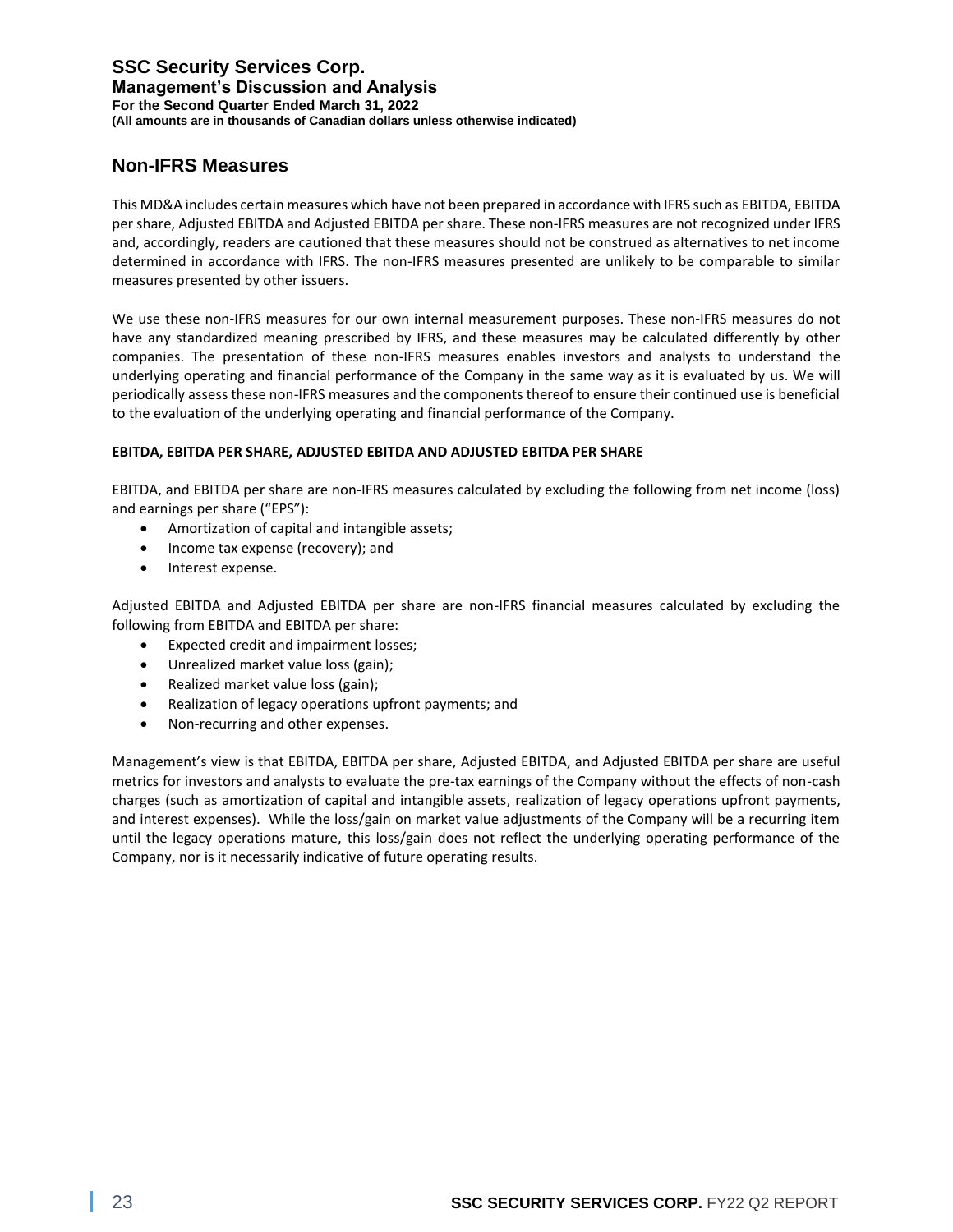## Non-IFRS Measures

This MD&A includes certain measures which have not been prepared in accordance with IFRS such as EBITDA, EBITDA per share, Adjusted EBITDA and Adjusted EBITDA per share. These non-IFRS measures are not recognized under IFRS and, accordingly, readers are cautioned that these measures should not be construed as alternatives to net income determined in accordance with IFRS. The non-IFRS measures presented are unlikely to be comparable to similar measures presented by other issuers.

We use these non-IFRS measures for our own internal measurement purposes. These non-IFRS measures do not have any standardized meaning prescribed by IFRS, and these measures may be calculated differently by other companies. The presentation of these non-IFRS measures enables investors and analysts to understand the underlying operating and financial performance of the Company in the same way as it is evaluated by us. We will periodically assess these non-IFRS measures and the components thereof to ensure their continued use is beneficial to the evaluation of the underlying operating and financial performance of the Company.

**EBITDA, EBITDA PER SHARE, ADJUSTED EBITDA AND ADJUSTED EBITDA PER SHARE**

EBITDA, and EBITDA per share are non-IFRS measures calculated by excluding the following from net income (loss) and earnings per share ("EPS"):

- Amortization of capital and intangible assets;
- Income tax expense (recovery); and
- Interest expense.

Adjusted EBITDA and Adjusted EBITDA per share are non-IFRS financial measures calculated by excluding the following from EBITDA and EBITDA per share:

- Expected credit and impairment losses;
- Unrealized market value loss (gain);
- Realized market value loss (gain);
- Realization of legacy operations upfront payments; and
- Non-recurring and other expenses.

Management's view is that EBITDA, EBITDA per share, Adjusted EBITDA, and Adjusted EBITDA per share are useful metrics for investors and analysts to evaluate the pre-tax earnings of the Company without the effects of non-cash charges (such as amortization of capital and intangible assets, realization of legacy operations upfront payments, and interest expenses). While the loss/gain on market value adjustments of the Company will be a recurring item until the legacy operations mature, this loss/gain does not reflect the underlying operating performance of the Company, nor is it necessarily indicative of future operating results.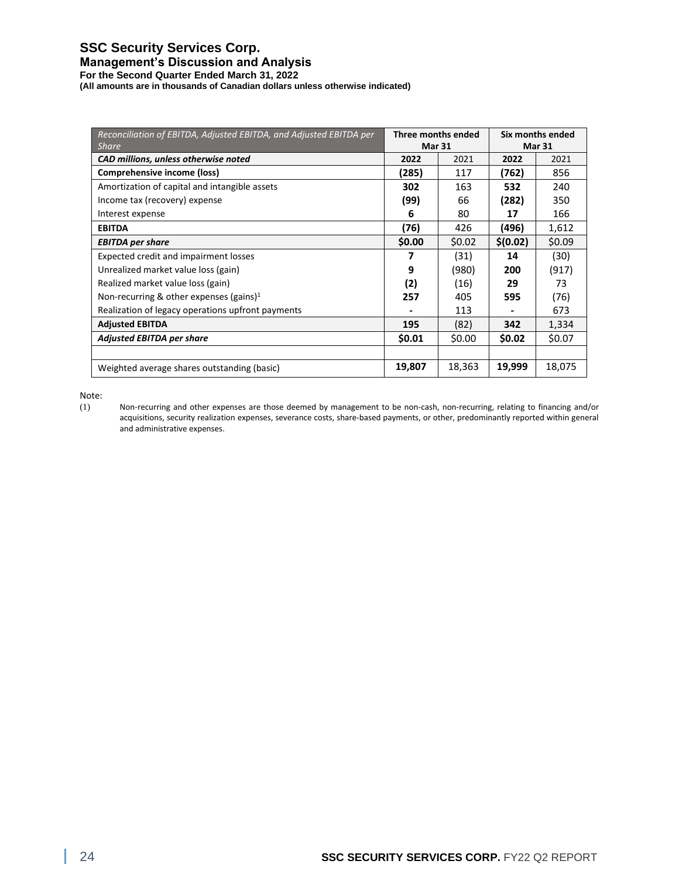# SSC Security Services Corp.

## Management's Discussion and Analysis

### For the Second Quarter Ended March 31, 2022

**(All amounts are in thousands of Canadian dollars unless otherwise indicated)**

| *Reconciliation of EBITDA, Adjusted EBITDA, and Adjusted EBITDA per Share* | Three months ended Mar 31 | | Six months ended Mar 31 | |
|---|---|---|---|---|
| ***CAD millions, unless otherwise noted*** | **2022** | 2021 | **2022** | 2021 |
| **Comprehensive income (loss)** | **(285)** | 117 | **(762)** | 856 |
| Amortization of capital and intangible assets | **302** | 163 | **532** | 240 |
| Income tax (recovery) expense | **(99)** | 66 | **(282)** | 350 |
| Interest expense | **6** | 80 | **17** | 166 |
| **EBITDA** | **(76)** | 426 | **(496)** | 1,612 |
| ***EBITDA per share*** | **$0.00** | $0.02 | **$(0.02)** | $0.09 |
| Expected credit and impairment losses | **7** | (31) | **14** | (30) |
| Unrealized market value loss (gain) | **9** | (980) | **200** | (917) |
| Realized market value loss (gain) | **(2)** | (16) | **29** | 73 |
| Non-recurring & other expenses (gains)[1] | **257** | 405 | **595** | (76) |
| Realization of legacy operations upfront payments | **-** | 113 | **-** | 673 |
| **Adjusted EBITDA** | **195** | (82) | **342** | 1,334 |
| ***Adjusted EBITDA per share*** | **$0.01** | $0.00 | **$0.02** | $0.07 |
| | | | | |
| Weighted average shares outstanding (basic) | **19,807** | 18,363 | **19,999** | 18,075 |

Note:

(1) Non-recurring and other expenses are those deemed by management to be non-cash, non-recurring, relating to financing and/or acquisitions, security realization expenses, severance costs, share-based payments, or other, predominantly reported within general and administrative expenses.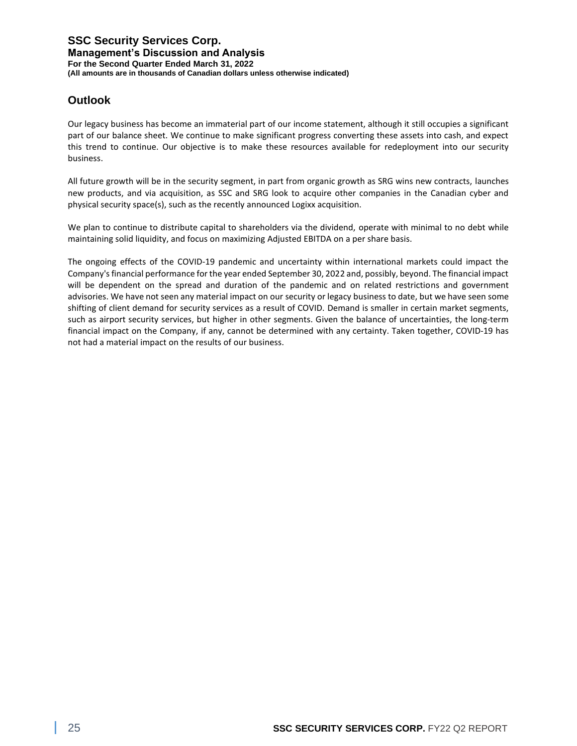## Outlook

Our legacy business has become an immaterial part of our income statement, although it still occupies a significant part of our balance sheet. We continue to make significant progress converting these assets into cash, and expect this trend to continue. Our objective is to make these resources available for redeployment into our security business.

All future growth will be in the security segment, in part from organic growth as SRG wins new contracts, launches new products, and via acquisition, as SSC and SRG look to acquire other companies in the Canadian cyber and physical security space(s), such as the recently announced Logixx acquisition.

We plan to continue to distribute capital to shareholders via the dividend, operate with minimal to no debt while maintaining solid liquidity, and focus on maximizing Adjusted EBITDA on a per share basis.

The ongoing effects of the COVID-19 pandemic and uncertainty within international markets could impact the Company's financial performance for the year ended September 30, 2022 and, possibly, beyond. The financial impact will be dependent on the spread and duration of the pandemic and on related restrictions and government advisories. We have not seen any material impact on our security or legacy business to date, but we have seen some shifting of client demand for security services as a result of COVID. Demand is smaller in certain market segments, such as airport security services, but higher in other segments. Given the balance of uncertainties, the long-term financial impact on the Company, if any, cannot be determined with any certainty. Taken together, COVID-19 has not had a material impact on the results of our business.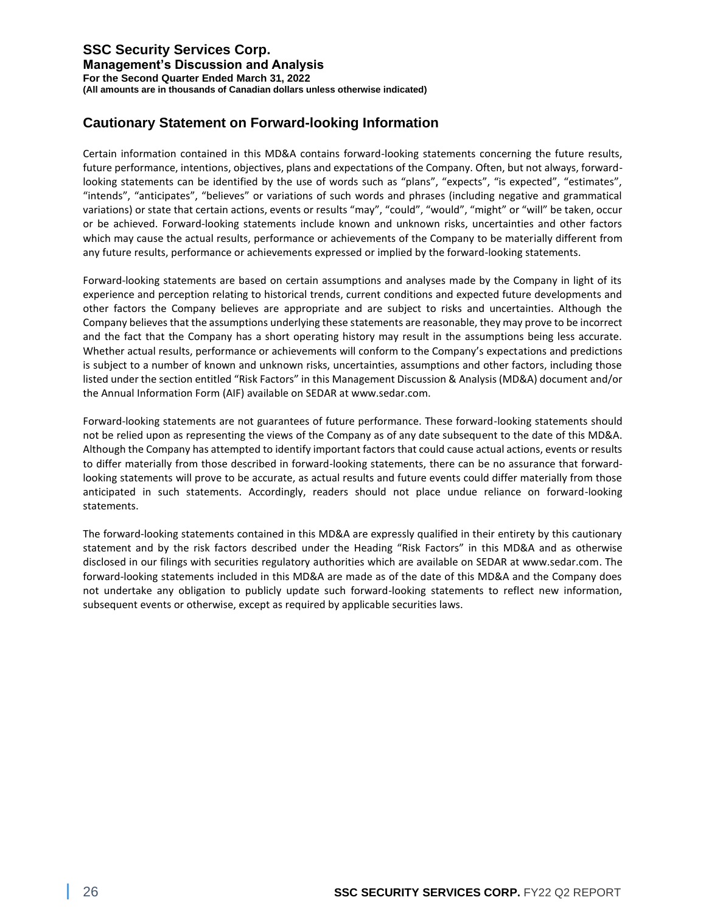## Cautionary Statement on Forward-looking Information

Certain information contained in this MD&A contains forward-looking statements concerning the future results, future performance, intentions, objectives, plans and expectations of the Company. Often, but not always, forward-looking statements can be identified by the use of words such as "plans", "expects", "is expected", "estimates", "intends", "anticipates", "believes" or variations of such words and phrases (including negative and grammatical variations) or state that certain actions, events or results "may", "could", "would", "might" or "will" be taken, occur or be achieved. Forward-looking statements include known and unknown risks, uncertainties and other factors which may cause the actual results, performance or achievements of the Company to be materially different from any future results, performance or achievements expressed or implied by the forward-looking statements.

Forward-looking statements are based on certain assumptions and analyses made by the Company in light of its experience and perception relating to historical trends, current conditions and expected future developments and other factors the Company believes are appropriate and are subject to risks and uncertainties. Although the Company believes that the assumptions underlying these statements are reasonable, they may prove to be incorrect and the fact that the Company has a short operating history may result in the assumptions being less accurate. Whether actual results, performance or achievements will conform to the Company's expectations and predictions is subject to a number of known and unknown risks, uncertainties, assumptions and other factors, including those listed under the section entitled "Risk Factors" in this Management Discussion & Analysis (MD&A) document and/or the Annual Information Form (AIF) available on SEDAR at www.sedar.com.

Forward-looking statements are not guarantees of future performance. These forward-looking statements should not be relied upon as representing the views of the Company as of any date subsequent to the date of this MD&A. Although the Company has attempted to identify important factors that could cause actual actions, events or results to differ materially from those described in forward-looking statements, there can be no assurance that forward-looking statements will prove to be accurate, as actual results and future events could differ materially from those anticipated in such statements. Accordingly, readers should not place undue reliance on forward-looking statements.

The forward-looking statements contained in this MD&A are expressly qualified in their entirety by this cautionary statement and by the risk factors described under the Heading "Risk Factors" in this MD&A and as otherwise disclosed in our filings with securities regulatory authorities which are available on SEDAR at www.sedar.com. The forward-looking statements included in this MD&A are made as of the date of this MD&A and the Company does not undertake any obligation to publicly update such forward-looking statements to reflect new information, subsequent events or otherwise, except as required by applicable securities laws.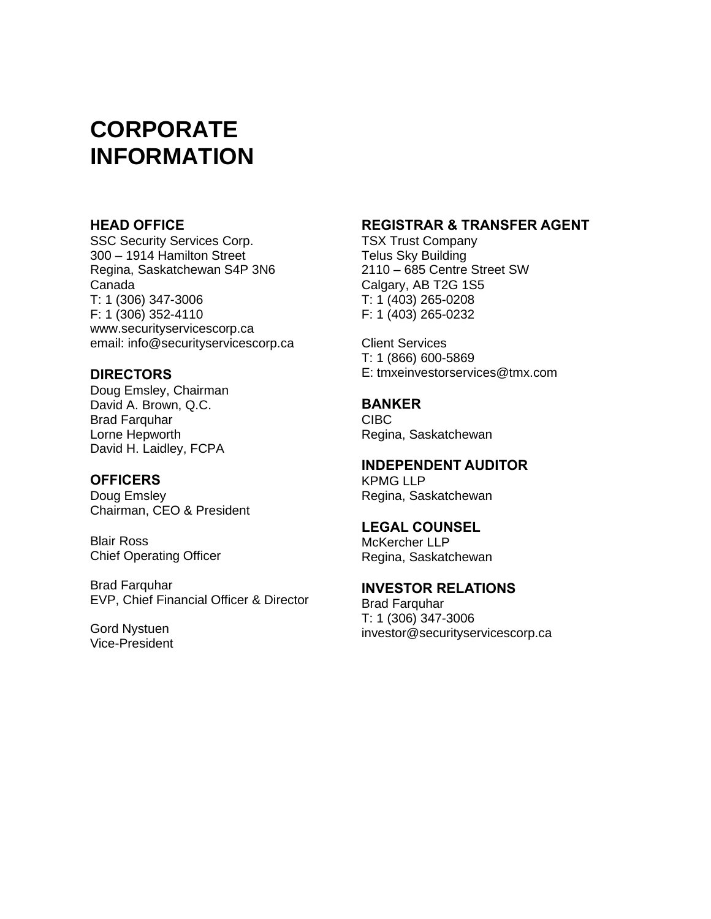# CORPORATE INFORMATION

### HEAD OFFICE

SSC Security Services Corp.
300 – 1914 Hamilton Street
Regina, Saskatchewan S4P 3N6
Canada
T: 1 (306) 347-3006
F: 1 (306) 352-4110
www.securityservicescorp.ca
email: info@securityservicescorp.ca

### DIRECTORS

Doug Emsley, Chairman
David A. Brown, Q.C.
Brad Farquhar
Lorne Hepworth
David H. Laidley, FCPA

### OFFICERS

Doug Emsley
Chairman, CEO & President

Blair Ross
Chief Operating Officer

Brad Farquhar
EVP, Chief Financial Officer & Director

Gord Nystuen
Vice-President

### REGISTRAR & TRANSFER AGENT

TSX Trust Company
Telus Sky Building
2110 – 685 Centre Street SW
Calgary, AB T2G 1S5
T: 1 (403) 265-0208
F: 1 (403) 265-0232

Client Services
T: 1 (866) 600-5869
E: tmxeinvestorservices@tmx.com

### BANKER

CIBC
Regina, Saskatchewan

### INDEPENDENT AUDITOR

KPMG LLP
Regina, Saskatchewan

### LEGAL COUNSEL

McKercher LLP
Regina, Saskatchewan

### INVESTOR RELATIONS

Brad Farquhar
T: 1 (306) 347-3006
investor@securityservicescorp.ca